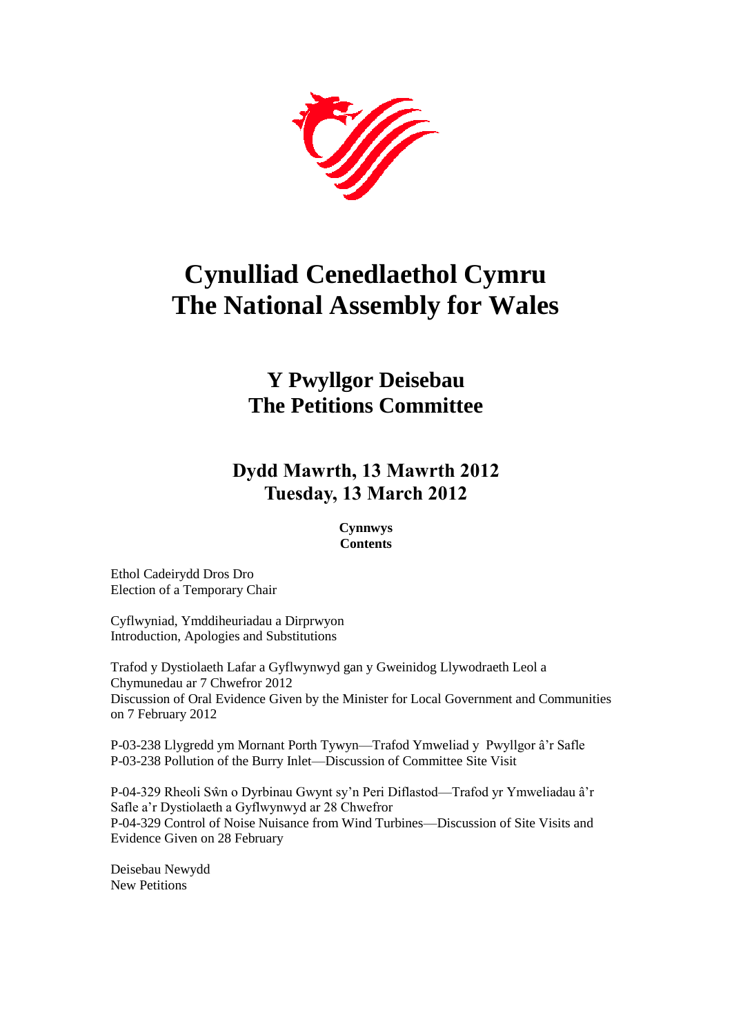# Cynulliad Cenedlaethol Cymru
# The National Assembly for Wales

## Y Pwyllgor Deisebau
## The Petitions Committee

### Dydd Mawrth, 13 Mawrth 2012
### Tuesday, 13 March 2012

**Cynnwys**
**Contents**

Ethol Cadeirydd Dros Dro
Election of a Temporary Chair

Cyflwyniad, Ymddiheuriadau a Dirprwyon
Introduction, Apologies and Substitutions

Trafod y Dystiolaeth Lafar a Gyflwynwyd gan y Gweinidog Llywodraeth Leol a Chymunedau ar 7 Chwefror 2012
Discussion of Oral Evidence Given by the Minister for Local Government and Communities on 7 February 2012

P-03-238 Llygredd ym Mornant Porth Tywyn—Trafod Ymweliad y Pwyllgor â'r Safle
P-03-238 Pollution of the Burry Inlet—Discussion of Committee Site Visit

P-04-329 Rheoli Sŵn o Dyrbinau Gwynt sy'n Peri Diflastod—Trafod yr Ymweliadau â'r Safle a'r Dystiolaeth a Gyflwynwyd ar 28 Chwefror
P-04-329 Control of Noise Nuisance from Wind Turbines—Discussion of Site Visits and Evidence Given on 28 February

Deisebau Newydd
New Petitions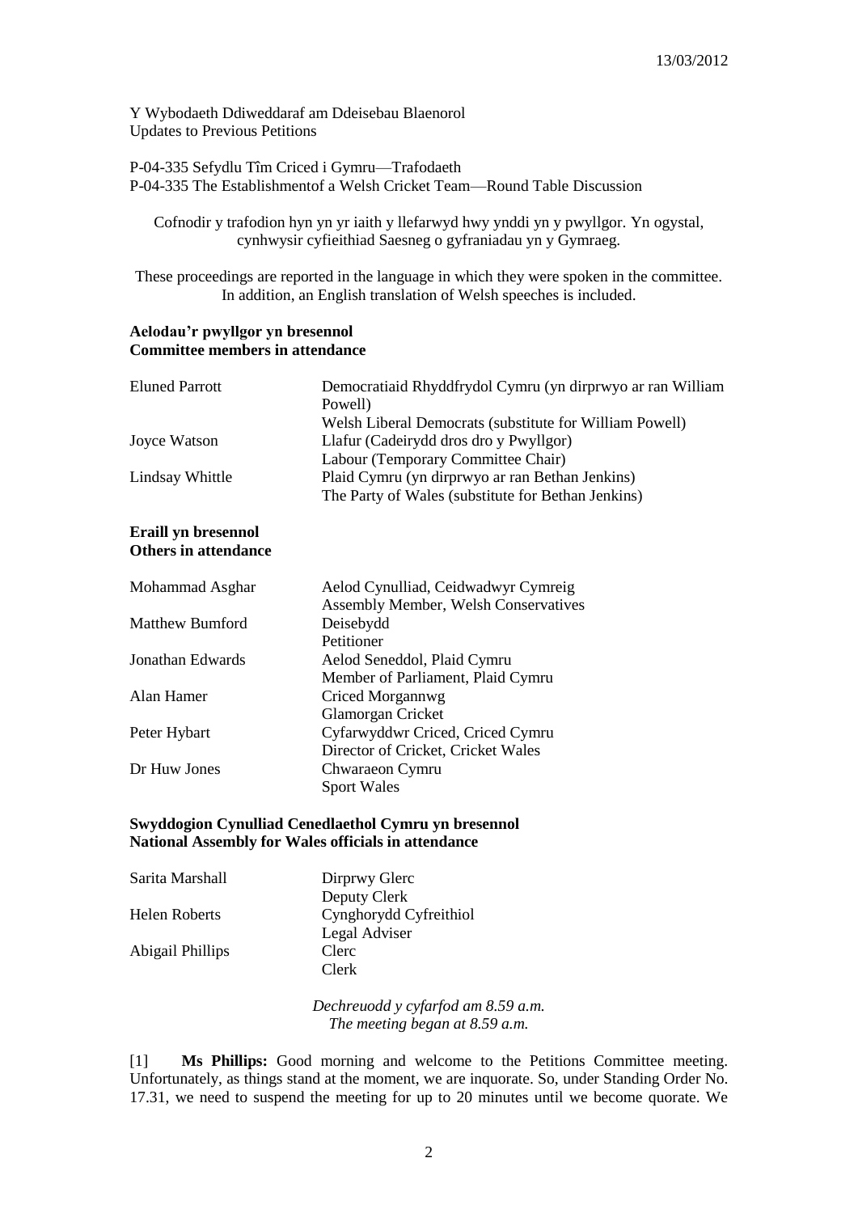13/03/2012

Y Wybodaeth Ddiweddaraf am Ddeisebau Blaenorol
Updates to Previous Petitions

P-04-335 Sefydlu Tîm Criced i Gymru—Trafodaeth
P-04-335 The Establishmentof a Welsh Cricket Team—Round Table Discussion

Cofnodir y trafodion hyn yn yr iaith y llefarwyd hwy ynddi yn y pwyllgor. Yn ogystal, cynhwysir cyfieithiad Saesneg o gyfraniadau yn y Gymraeg.

These proceedings are reported in the language in which they were spoken in the committee. In addition, an English translation of Welsh speeches is included.

**Aelodau'r pwyllgor yn bresennol**
**Committee members in attendance**

| | |
|---|---|
| Eluned Parrott | Democratiaid Rhyddfrydol Cymru (yn dirprwyo ar ran William Powell)<br>Welsh Liberal Democrats (substitute for William Powell) |
| Joyce Watson | Llafur (Cadeirydd dros dro y Pwyllgor)<br>Labour (Temporary Committee Chair) |
| Lindsay Whittle | Plaid Cymru (yn dirprwyo ar ran Bethan Jenkins)<br>The Party of Wales (substitute for Bethan Jenkins) |

**Eraill yn bresennol**
**Others in attendance**

| | |
|---|---|
| Mohammad Asghar | Aelod Cynulliad, Ceidwadwyr Cymreig<br>Assembly Member, Welsh Conservatives |
| Matthew Bumford | Deisebydd<br>Petitioner |
| Jonathan Edwards | Aelod Seneddol, Plaid Cymru<br>Member of Parliament, Plaid Cymru |
| Alan Hamer | Criced Morgannwg<br>Glamorgan Cricket |
| Peter Hybart | Cyfarwyddwr Criced, Criced Cymru<br>Director of Cricket, Cricket Wales |
| Dr Huw Jones | Chwaraeon Cymru<br>Sport Wales |

**Swyddogion Cynulliad Cenedlaethol Cymru yn bresennol**
**National Assembly for Wales officials in attendance**

| | |
|---|---|
| Sarita Marshall | Dirprwy Glerc<br>Deputy Clerk |
| Helen Roberts | Cynghorydd Cyfreithiol<br>Legal Adviser |
| Abigail Phillips | Clerc<br>Clerk |

*Dechreuodd y cyfarfod am 8.59 a.m.*
*The meeting began at 8.59 a.m.*

[1] **Ms Phillips:** Good morning and welcome to the Petitions Committee meeting. Unfortunately, as things stand at the moment, we are inquorate. So, under Standing Order No. 17.31, we need to suspend the meeting for up to 20 minutes until we become quorate. We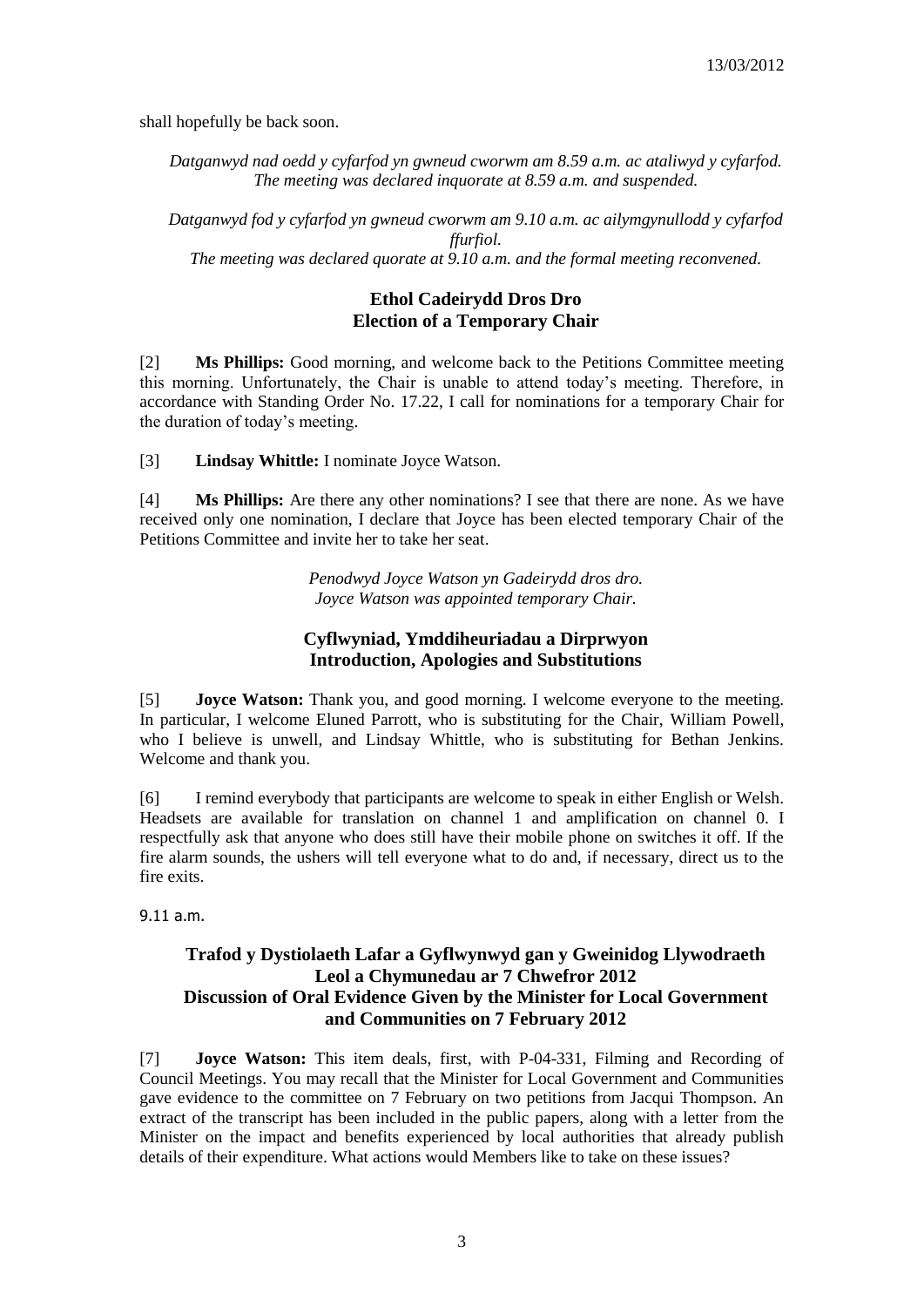shall hopefully be back soon.

*Datganwyd nad oedd y cyfarfod yn gwneud cworwm am 8.59 a.m. ac ataliwyd y cyfarfod.*
*The meeting was declared inquorate at 8.59 a.m. and suspended.*

*Datganwyd fod y cyfarfod yn gwneud cworwm am 9.10 a.m. ac ailymgynullodd y cyfarfod ffurfiol.*
*The meeting was declared quorate at 9.10 a.m. and the formal meeting reconvened.*

## Ethol Cadeirydd Dros Dro
## Election of a Temporary Chair

[2] **Ms Phillips:** Good morning, and welcome back to the Petitions Committee meeting this morning. Unfortunately, the Chair is unable to attend today's meeting. Therefore, in accordance with Standing Order No. 17.22, I call for nominations for a temporary Chair for the duration of today's meeting.

[3] **Lindsay Whittle:** I nominate Joyce Watson.

[4] **Ms Phillips:** Are there any other nominations? I see that there are none. As we have received only one nomination, I declare that Joyce has been elected temporary Chair of the Petitions Committee and invite her to take her seat.

*Penodwyd Joyce Watson yn Gadeirydd dros dro.*
*Joyce Watson was appointed temporary Chair.*

## Cyflwyniad, Ymddiheuriadau a Dirprwyon
## Introduction, Apologies and Substitutions

[5] **Joyce Watson:** Thank you, and good morning. I welcome everyone to the meeting. In particular, I welcome Eluned Parrott, who is substituting for the Chair, William Powell, who I believe is unwell, and Lindsay Whittle, who is substituting for Bethan Jenkins. Welcome and thank you.

[6] I remind everybody that participants are welcome to speak in either English or Welsh. Headsets are available for translation on channel 1 and amplification on channel 0. I respectfully ask that anyone who does still have their mobile phone on switches it off. If the fire alarm sounds, the ushers will tell everyone what to do and, if necessary, direct us to the fire exits.

9.11 a.m.

## Trafod y Dystiolaeth Lafar a Gyflwynwyd gan y Gweinidog Llywodraeth Leol a Chymunedau ar 7 Chwefror 2012
## Discussion of Oral Evidence Given by the Minister for Local Government and Communities on 7 February 2012

[7] **Joyce Watson:** This item deals, first, with P-04-331, Filming and Recording of Council Meetings. You may recall that the Minister for Local Government and Communities gave evidence to the committee on 7 February on two petitions from Jacqui Thompson. An extract of the transcript has been included in the public papers, along with a letter from the Minister on the impact and benefits experienced by local authorities that already publish details of their expenditure. What actions would Members like to take on these issues?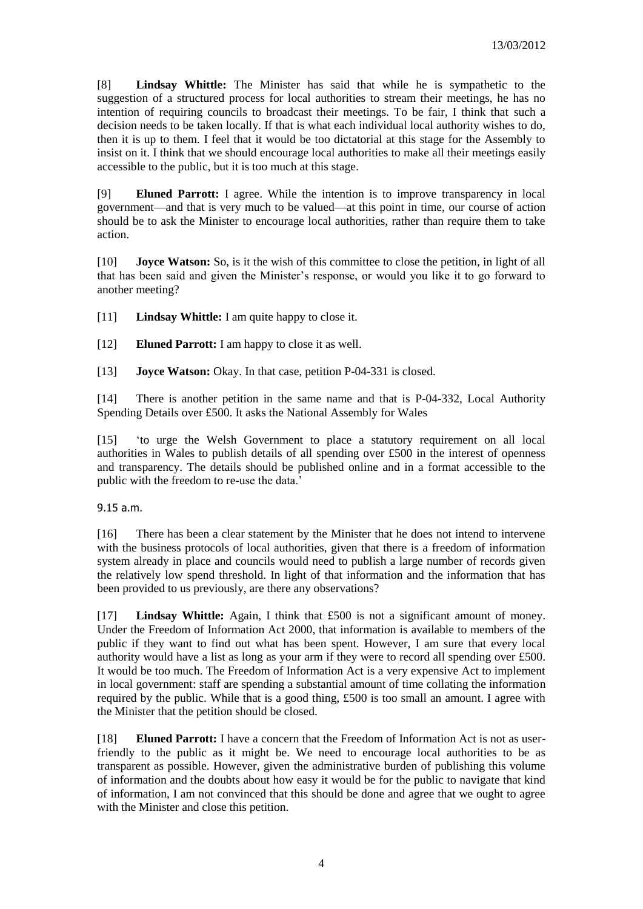[8] **Lindsay Whittle:** The Minister has said that while he is sympathetic to the suggestion of a structured process for local authorities to stream their meetings, he has no intention of requiring councils to broadcast their meetings. To be fair, I think that such a decision needs to be taken locally. If that is what each individual local authority wishes to do, then it is up to them. I feel that it would be too dictatorial at this stage for the Assembly to insist on it. I think that we should encourage local authorities to make all their meetings easily accessible to the public, but it is too much at this stage.

[9] **Eluned Parrott:** I agree. While the intention is to improve transparency in local government—and that is very much to be valued—at this point in time, our course of action should be to ask the Minister to encourage local authorities, rather than require them to take action.

[10] **Joyce Watson:** So, is it the wish of this committee to close the petition, in light of all that has been said and given the Minister's response, or would you like it to go forward to another meeting?

[11] **Lindsay Whittle:** I am quite happy to close it.

[12] **Eluned Parrott:** I am happy to close it as well.

[13] **Joyce Watson:** Okay. In that case, petition P-04-331 is closed.

[14] There is another petition in the same name and that is P-04-332, Local Authority Spending Details over £500. It asks the National Assembly for Wales

[15] 'to urge the Welsh Government to place a statutory requirement on all local authorities in Wales to publish details of all spending over £500 in the interest of openness and transparency. The details should be published online and in a format accessible to the public with the freedom to re-use the data.'

9.15 a.m.

[16] There has been a clear statement by the Minister that he does not intend to intervene with the business protocols of local authorities, given that there is a freedom of information system already in place and councils would need to publish a large number of records given the relatively low spend threshold. In light of that information and the information that has been provided to us previously, are there any observations?

[17] **Lindsay Whittle:** Again, I think that £500 is not a significant amount of money. Under the Freedom of Information Act 2000, that information is available to members of the public if they want to find out what has been spent. However, I am sure that every local authority would have a list as long as your arm if they were to record all spending over £500. It would be too much. The Freedom of Information Act is a very expensive Act to implement in local government: staff are spending a substantial amount of time collating the information required by the public. While that is a good thing, £500 is too small an amount. I agree with the Minister that the petition should be closed.

[18] **Eluned Parrott:** I have a concern that the Freedom of Information Act is not as user-friendly to the public as it might be. We need to encourage local authorities to be as transparent as possible. However, given the administrative burden of publishing this volume of information and the doubts about how easy it would be for the public to navigate that kind of information, I am not convinced that this should be done and agree that we ought to agree with the Minister and close this petition.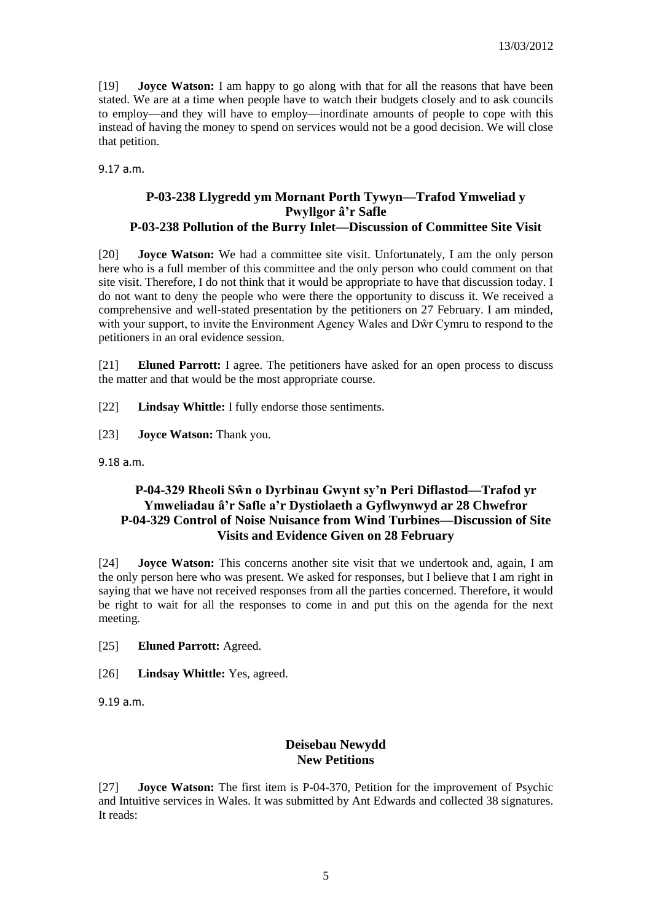[19] **Joyce Watson:** I am happy to go along with that for all the reasons that have been stated. We are at a time when people have to watch their budgets closely and to ask councils to employ—and they will have to employ—inordinate amounts of people to cope with this instead of having the money to spend on services would not be a good decision. We will close that petition.

9.17 a.m.

### P-03-238 Llygredd ym Mornant Porth Tywyn—Trafod Ymweliad y Pwyllgor â'r Safle
### P-03-238 Pollution of the Burry Inlet—Discussion of Committee Site Visit

[20] **Joyce Watson:** We had a committee site visit. Unfortunately, I am the only person here who is a full member of this committee and the only person who could comment on that site visit. Therefore, I do not think that it would be appropriate to have that discussion today. I do not want to deny the people who were there the opportunity to discuss it. We received a comprehensive and well-stated presentation by the petitioners on 27 February. I am minded, with your support, to invite the Environment Agency Wales and Dŵr Cymru to respond to the petitioners in an oral evidence session.

[21] **Eluned Parrott:** I agree. The petitioners have asked for an open process to discuss the matter and that would be the most appropriate course.

[22] **Lindsay Whittle:** I fully endorse those sentiments.

[23] **Joyce Watson:** Thank you.

9.18 a.m.

### P-04-329 Rheoli Sŵn o Dyrbinau Gwynt sy'n Peri Diflastod—Trafod yr Ymweliadau â'r Safle a'r Dystiolaeth a Gyflwynwyd ar 28 Chwefror
### P-04-329 Control of Noise Nuisance from Wind Turbines—Discussion of Site Visits and Evidence Given on 28 February

[24] **Joyce Watson:** This concerns another site visit that we undertook and, again, I am the only person here who was present. We asked for responses, but I believe that I am right in saying that we have not received responses from all the parties concerned. Therefore, it would be right to wait for all the responses to come in and put this on the agenda for the next meeting.

[25] **Eluned Parrott:** Agreed.

[26] **Lindsay Whittle:** Yes, agreed.

9.19 a.m.

### Deisebau Newydd
### New Petitions

[27] **Joyce Watson:** The first item is P-04-370, Petition for the improvement of Psychic and Intuitive services in Wales. It was submitted by Ant Edwards and collected 38 signatures. It reads: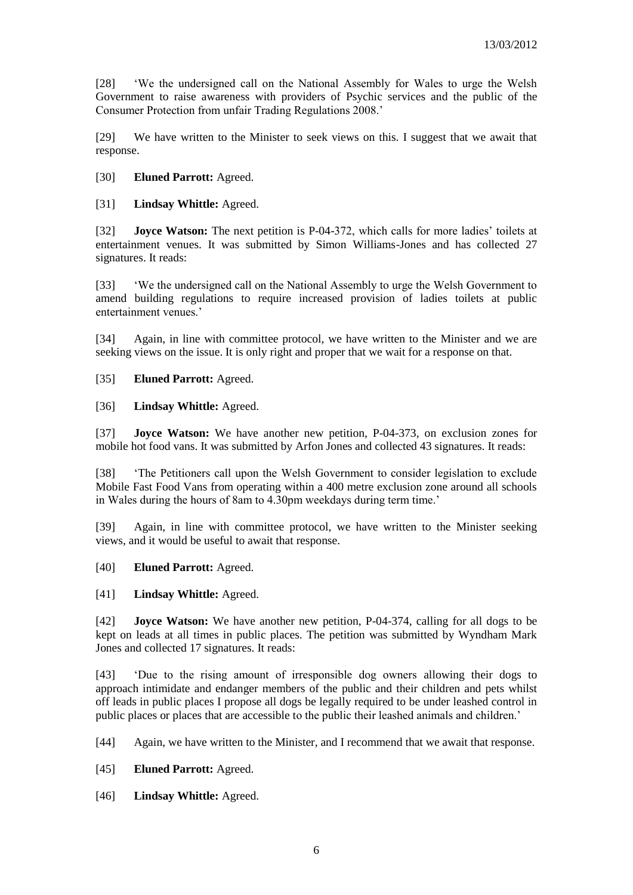[28] 'We the undersigned call on the National Assembly for Wales to urge the Welsh Government to raise awareness with providers of Psychic services and the public of the Consumer Protection from unfair Trading Regulations 2008.'

[29] We have written to the Minister to seek views on this. I suggest that we await that response.

[30] **Eluned Parrott:** Agreed.

[31] **Lindsay Whittle:** Agreed.

[32] **Joyce Watson:** The next petition is P-04-372, which calls for more ladies' toilets at entertainment venues. It was submitted by Simon Williams-Jones and has collected 27 signatures. It reads:

[33] 'We the undersigned call on the National Assembly to urge the Welsh Government to amend building regulations to require increased provision of ladies toilets at public entertainment venues.'

[34] Again, in line with committee protocol, we have written to the Minister and we are seeking views on the issue. It is only right and proper that we wait for a response on that.

[35] **Eluned Parrott:** Agreed.

[36] **Lindsay Whittle:** Agreed.

[37] **Joyce Watson:** We have another new petition, P-04-373, on exclusion zones for mobile hot food vans. It was submitted by Arfon Jones and collected 43 signatures. It reads:

[38] 'The Petitioners call upon the Welsh Government to consider legislation to exclude Mobile Fast Food Vans from operating within a 400 metre exclusion zone around all schools in Wales during the hours of 8am to 4.30pm weekdays during term time.'

[39] Again, in line with committee protocol, we have written to the Minister seeking views, and it would be useful to await that response.

[40] **Eluned Parrott:** Agreed.

[41] **Lindsay Whittle:** Agreed.

[42] **Joyce Watson:** We have another new petition, P-04-374, calling for all dogs to be kept on leads at all times in public places. The petition was submitted by Wyndham Mark Jones and collected 17 signatures. It reads:

[43] 'Due to the rising amount of irresponsible dog owners allowing their dogs to approach intimidate and endanger members of the public and their children and pets whilst off leads in public places I propose all dogs be legally required to be under leashed control in public places or places that are accessible to the public their leashed animals and children.'

[44] Again, we have written to the Minister, and I recommend that we await that response.

[45] **Eluned Parrott:** Agreed.

[46] **Lindsay Whittle:** Agreed.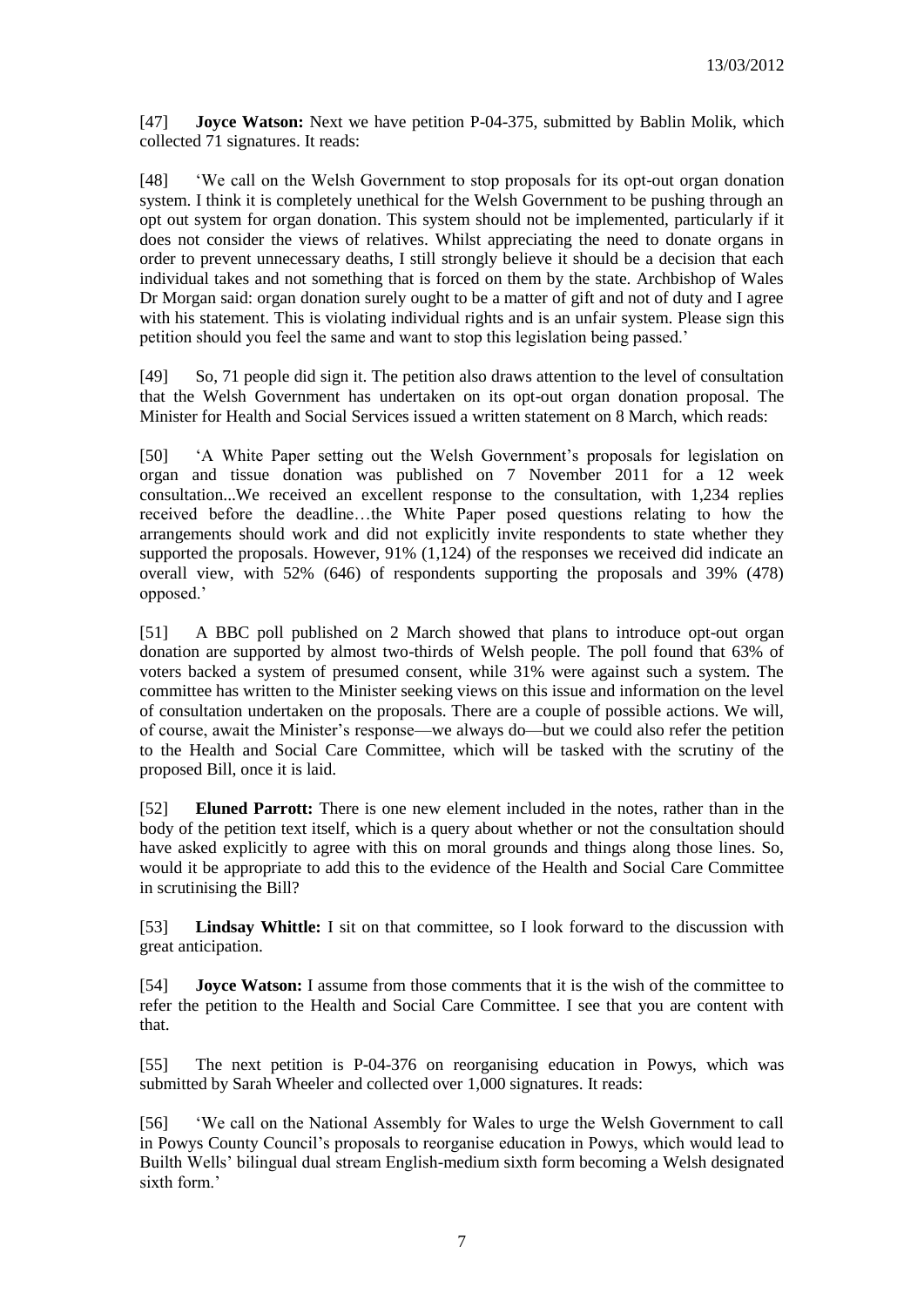[47] **Joyce Watson:** Next we have petition P-04-375, submitted by Bablin Molik, which collected 71 signatures. It reads:

[48] 'We call on the Welsh Government to stop proposals for its opt-out organ donation system. I think it is completely unethical for the Welsh Government to be pushing through an opt out system for organ donation. This system should not be implemented, particularly if it does not consider the views of relatives. Whilst appreciating the need to donate organs in order to prevent unnecessary deaths, I still strongly believe it should be a decision that each individual takes and not something that is forced on them by the state. Archbishop of Wales Dr Morgan said: organ donation surely ought to be a matter of gift and not of duty and I agree with his statement. This is violating individual rights and is an unfair system. Please sign this petition should you feel the same and want to stop this legislation being passed.'

[49] So, 71 people did sign it. The petition also draws attention to the level of consultation that the Welsh Government has undertaken on its opt-out organ donation proposal. The Minister for Health and Social Services issued a written statement on 8 March, which reads:

[50] 'A White Paper setting out the Welsh Government's proposals for legislation on organ and tissue donation was published on 7 November 2011 for a 12 week consultation...We received an excellent response to the consultation, with 1,234 replies received before the deadline…the White Paper posed questions relating to how the arrangements should work and did not explicitly invite respondents to state whether they supported the proposals. However, 91% (1,124) of the responses we received did indicate an overall view, with 52% (646) of respondents supporting the proposals and 39% (478) opposed.'

[51] A BBC poll published on 2 March showed that plans to introduce opt-out organ donation are supported by almost two-thirds of Welsh people. The poll found that 63% of voters backed a system of presumed consent, while 31% were against such a system. The committee has written to the Minister seeking views on this issue and information on the level of consultation undertaken on the proposals. There are a couple of possible actions. We will, of course, await the Minister's response—we always do—but we could also refer the petition to the Health and Social Care Committee, which will be tasked with the scrutiny of the proposed Bill, once it is laid.

[52] **Eluned Parrott:** There is one new element included in the notes, rather than in the body of the petition text itself, which is a query about whether or not the consultation should have asked explicitly to agree with this on moral grounds and things along those lines. So, would it be appropriate to add this to the evidence of the Health and Social Care Committee in scrutinising the Bill?

[53] **Lindsay Whittle:** I sit on that committee, so I look forward to the discussion with great anticipation.

[54] **Joyce Watson:** I assume from those comments that it is the wish of the committee to refer the petition to the Health and Social Care Committee. I see that you are content with that.

[55] The next petition is P-04-376 on reorganising education in Powys, which was submitted by Sarah Wheeler and collected over 1,000 signatures. It reads:

[56] 'We call on the National Assembly for Wales to urge the Welsh Government to call in Powys County Council's proposals to reorganise education in Powys, which would lead to Builth Wells' bilingual dual stream English-medium sixth form becoming a Welsh designated sixth form.'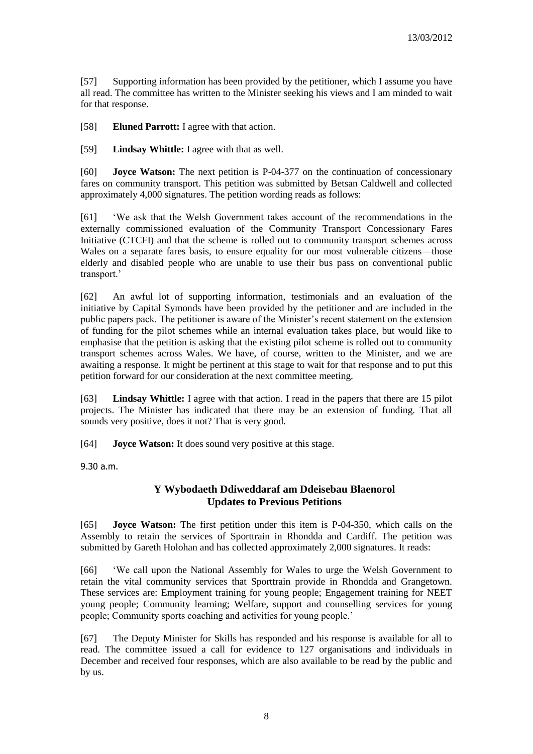[57] Supporting information has been provided by the petitioner, which I assume you have all read. The committee has written to the Minister seeking his views and I am minded to wait for that response.

[58] **Eluned Parrott:** I agree with that action.

[59] **Lindsay Whittle:** I agree with that as well.

[60] **Joyce Watson:** The next petition is P-04-377 on the continuation of concessionary fares on community transport. This petition was submitted by Betsan Caldwell and collected approximately 4,000 signatures. The petition wording reads as follows:

[61] 'We ask that the Welsh Government takes account of the recommendations in the externally commissioned evaluation of the Community Transport Concessionary Fares Initiative (CTCFI) and that the scheme is rolled out to community transport schemes across Wales on a separate fares basis, to ensure equality for our most vulnerable citizens—those elderly and disabled people who are unable to use their bus pass on conventional public transport.'

[62] An awful lot of supporting information, testimonials and an evaluation of the initiative by Capital Symonds have been provided by the petitioner and are included in the public papers pack. The petitioner is aware of the Minister's recent statement on the extension of funding for the pilot schemes while an internal evaluation takes place, but would like to emphasise that the petition is asking that the existing pilot scheme is rolled out to community transport schemes across Wales. We have, of course, written to the Minister, and we are awaiting a response. It might be pertinent at this stage to wait for that response and to put this petition forward for our consideration at the next committee meeting.

[63] **Lindsay Whittle:** I agree with that action. I read in the papers that there are 15 pilot projects. The Minister has indicated that there may be an extension of funding. That all sounds very positive, does it not? That is very good.

[64] **Joyce Watson:** It does sound very positive at this stage.

9.30 a.m.

## Y Wybodaeth Ddiweddaraf am Ddeisebau Blaenorol
## Updates to Previous Petitions

[65] **Joyce Watson:** The first petition under this item is P-04-350, which calls on the Assembly to retain the services of Sporttrain in Rhondda and Cardiff. The petition was submitted by Gareth Holohan and has collected approximately 2,000 signatures. It reads:

[66] 'We call upon the National Assembly for Wales to urge the Welsh Government to retain the vital community services that Sporttrain provide in Rhondda and Grangetown. These services are: Employment training for young people; Engagement training for NEET young people; Community learning; Welfare, support and counselling services for young people; Community sports coaching and activities for young people.'

[67] The Deputy Minister for Skills has responded and his response is available for all to read. The committee issued a call for evidence to 127 organisations and individuals in December and received four responses, which are also available to be read by the public and by us.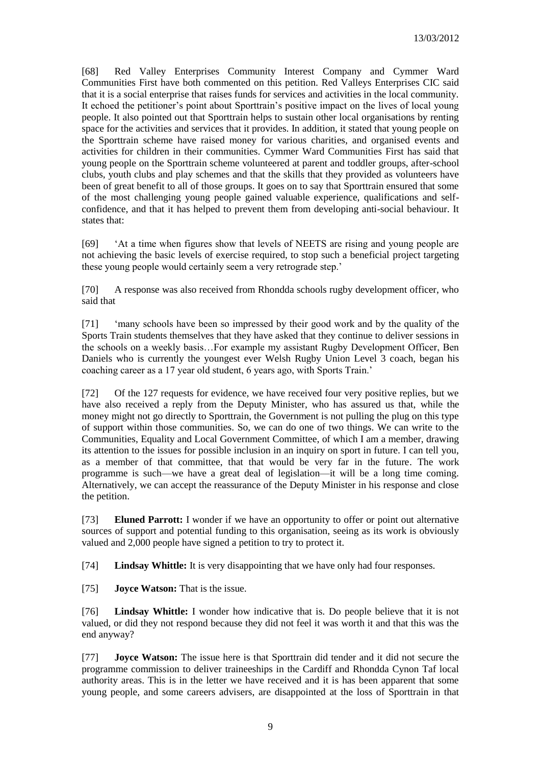[68] Red Valley Enterprises Community Interest Company and Cymmer Ward Communities First have both commented on this petition. Red Valleys Enterprises CIC said that it is a social enterprise that raises funds for services and activities in the local community. It echoed the petitioner's point about Sporttrain's positive impact on the lives of local young people. It also pointed out that Sporttrain helps to sustain other local organisations by renting space for the activities and services that it provides. In addition, it stated that young people on the Sporttrain scheme have raised money for various charities, and organised events and activities for children in their communities. Cymmer Ward Communities First has said that young people on the Sporttrain scheme volunteered at parent and toddler groups, after-school clubs, youth clubs and play schemes and that the skills that they provided as volunteers have been of great benefit to all of those groups. It goes on to say that Sporttrain ensured that some of the most challenging young people gained valuable experience, qualifications and self-confidence, and that it has helped to prevent them from developing anti-social behaviour. It states that:

[69] 'At a time when figures show that levels of NEETS are rising and young people are not achieving the basic levels of exercise required, to stop such a beneficial project targeting these young people would certainly seem a very retrograde step.'

[70] A response was also received from Rhondda schools rugby development officer, who said that

[71] 'many schools have been so impressed by their good work and by the quality of the Sports Train students themselves that they have asked that they continue to deliver sessions in the schools on a weekly basis…For example my assistant Rugby Development Officer, Ben Daniels who is currently the youngest ever Welsh Rugby Union Level 3 coach, began his coaching career as a 17 year old student, 6 years ago, with Sports Train.'

[72] Of the 127 requests for evidence, we have received four very positive replies, but we have also received a reply from the Deputy Minister, who has assured us that, while the money might not go directly to Sporttrain, the Government is not pulling the plug on this type of support within those communities. So, we can do one of two things. We can write to the Communities, Equality and Local Government Committee, of which I am a member, drawing its attention to the issues for possible inclusion in an inquiry on sport in future. I can tell you, as a member of that committee, that that would be very far in the future. The work programme is such—we have a great deal of legislation—it will be a long time coming. Alternatively, we can accept the reassurance of the Deputy Minister in his response and close the petition.

[73] **Eluned Parrott:** I wonder if we have an opportunity to offer or point out alternative sources of support and potential funding to this organisation, seeing as its work is obviously valued and 2,000 people have signed a petition to try to protect it.

[74] **Lindsay Whittle:** It is very disappointing that we have only had four responses.

[75] **Joyce Watson:** That is the issue.

[76] **Lindsay Whittle:** I wonder how indicative that is. Do people believe that it is not valued, or did they not respond because they did not feel it was worth it and that this was the end anyway?

[77] **Joyce Watson:** The issue here is that Sporttrain did tender and it did not secure the programme commission to deliver traineeships in the Cardiff and Rhondda Cynon Taf local authority areas. This is in the letter we have received and it is has been apparent that some young people, and some careers advisers, are disappointed at the loss of Sporttrain in that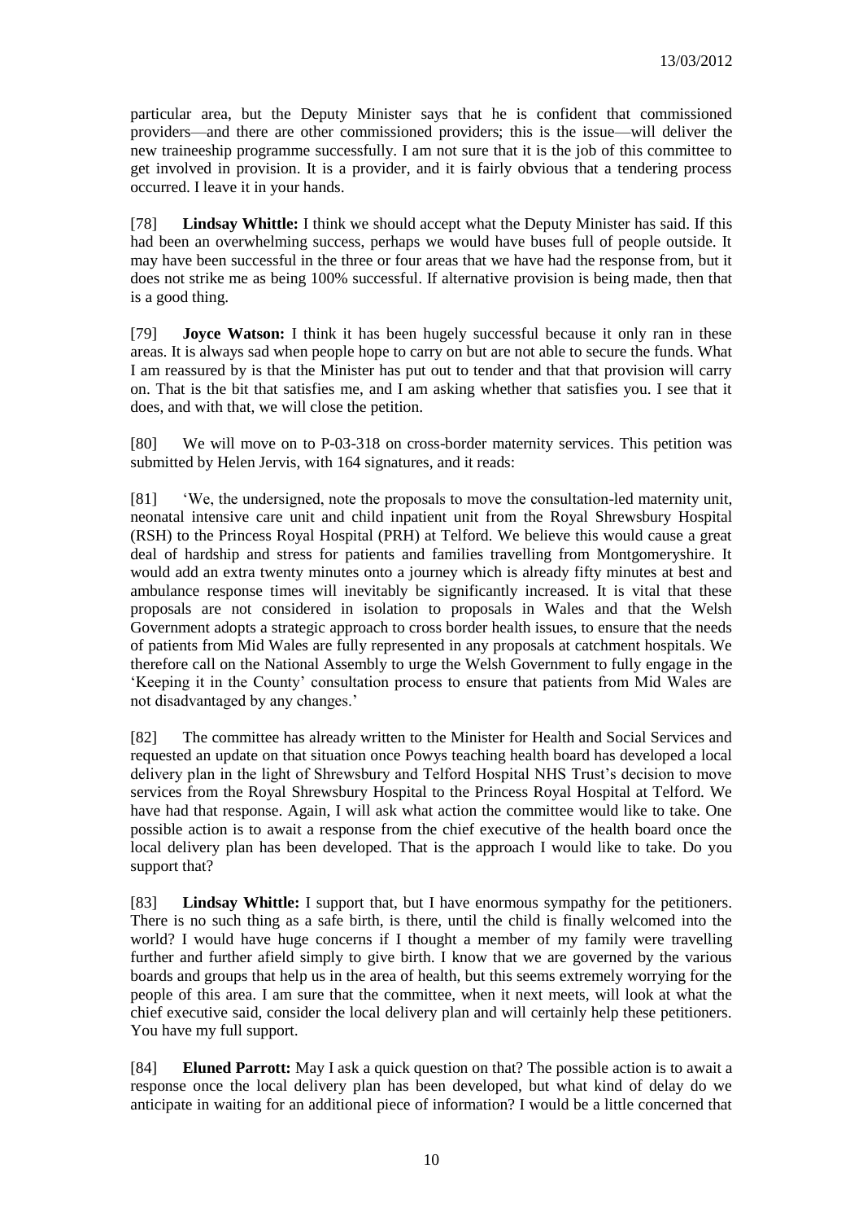particular area, but the Deputy Minister says that he is confident that commissioned providers—and there are other commissioned providers; this is the issue—will deliver the new traineeship programme successfully. I am not sure that it is the job of this committee to get involved in provision. It is a provider, and it is fairly obvious that a tendering process occurred. I leave it in your hands.

[78] **Lindsay Whittle:** I think we should accept what the Deputy Minister has said. If this had been an overwhelming success, perhaps we would have buses full of people outside. It may have been successful in the three or four areas that we have had the response from, but it does not strike me as being 100% successful. If alternative provision is being made, then that is a good thing.

[79] **Joyce Watson:** I think it has been hugely successful because it only ran in these areas. It is always sad when people hope to carry on but are not able to secure the funds. What I am reassured by is that the Minister has put out to tender and that that provision will carry on. That is the bit that satisfies me, and I am asking whether that satisfies you. I see that it does, and with that, we will close the petition.

[80] We will move on to P-03-318 on cross-border maternity services. This petition was submitted by Helen Jervis, with 164 signatures, and it reads:

[81] 'We, the undersigned, note the proposals to move the consultation-led maternity unit, neonatal intensive care unit and child inpatient unit from the Royal Shrewsbury Hospital (RSH) to the Princess Royal Hospital (PRH) at Telford. We believe this would cause a great deal of hardship and stress for patients and families travelling from Montgomeryshire. It would add an extra twenty minutes onto a journey which is already fifty minutes at best and ambulance response times will inevitably be significantly increased. It is vital that these proposals are not considered in isolation to proposals in Wales and that the Welsh Government adopts a strategic approach to cross border health issues, to ensure that the needs of patients from Mid Wales are fully represented in any proposals at catchment hospitals. We therefore call on the National Assembly to urge the Welsh Government to fully engage in the 'Keeping it in the County' consultation process to ensure that patients from Mid Wales are not disadvantaged by any changes.'

[82] The committee has already written to the Minister for Health and Social Services and requested an update on that situation once Powys teaching health board has developed a local delivery plan in the light of Shrewsbury and Telford Hospital NHS Trust's decision to move services from the Royal Shrewsbury Hospital to the Princess Royal Hospital at Telford. We have had that response. Again, I will ask what action the committee would like to take. One possible action is to await a response from the chief executive of the health board once the local delivery plan has been developed. That is the approach I would like to take. Do you support that?

[83] **Lindsay Whittle:** I support that, but I have enormous sympathy for the petitioners. There is no such thing as a safe birth, is there, until the child is finally welcomed into the world? I would have huge concerns if I thought a member of my family were travelling further and further afield simply to give birth. I know that we are governed by the various boards and groups that help us in the area of health, but this seems extremely worrying for the people of this area. I am sure that the committee, when it next meets, will look at what the chief executive said, consider the local delivery plan and will certainly help these petitioners. You have my full support.

[84] **Eluned Parrott:** May I ask a quick question on that? The possible action is to await a response once the local delivery plan has been developed, but what kind of delay do we anticipate in waiting for an additional piece of information? I would be a little concerned that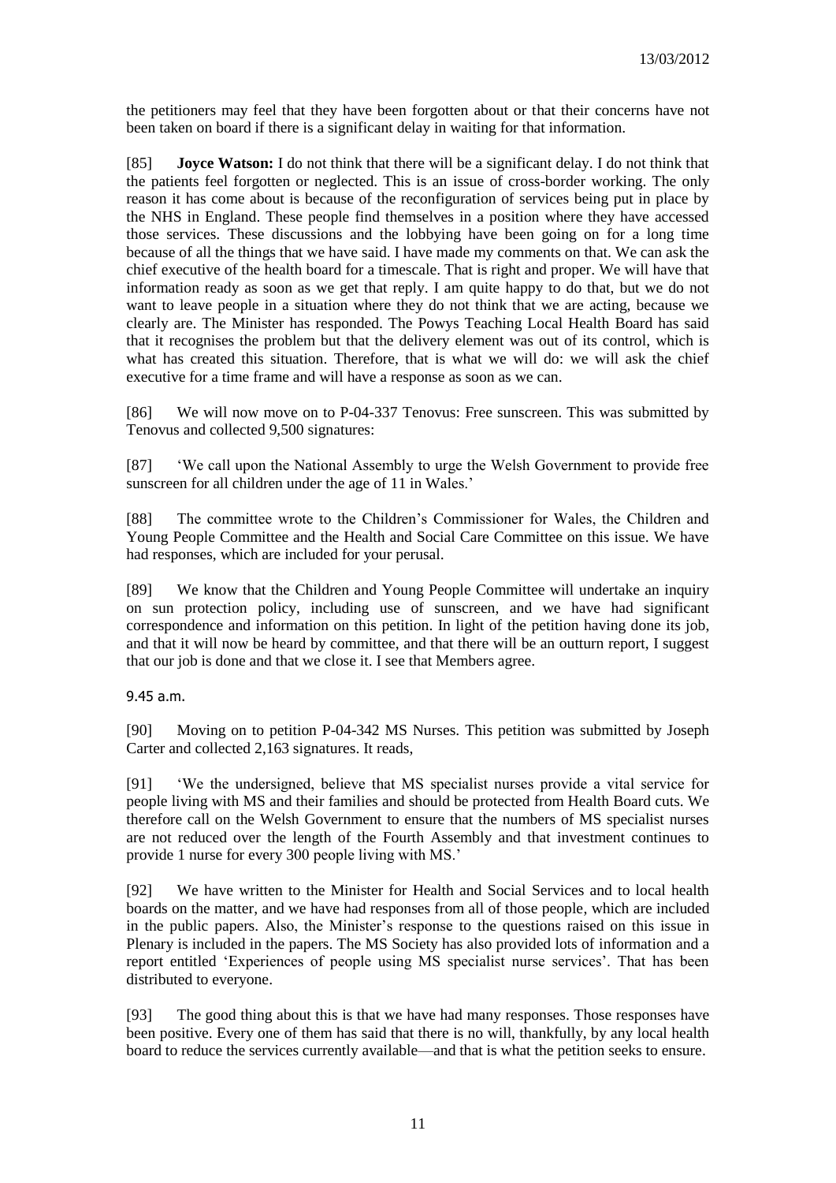the petitioners may feel that they have been forgotten about or that their concerns have not been taken on board if there is a significant delay in waiting for that information.

[85] **Joyce Watson:** I do not think that there will be a significant delay. I do not think that the patients feel forgotten or neglected. This is an issue of cross-border working. The only reason it has come about is because of the reconfiguration of services being put in place by the NHS in England. These people find themselves in a position where they have accessed those services. These discussions and the lobbying have been going on for a long time because of all the things that we have said. I have made my comments on that. We can ask the chief executive of the health board for a timescale. That is right and proper. We will have that information ready as soon as we get that reply. I am quite happy to do that, but we do not want to leave people in a situation where they do not think that we are acting, because we clearly are. The Minister has responded. The Powys Teaching Local Health Board has said that it recognises the problem but that the delivery element was out of its control, which is what has created this situation. Therefore, that is what we will do: we will ask the chief executive for a time frame and will have a response as soon as we can.

[86] We will now move on to P-04-337 Tenovus: Free sunscreen. This was submitted by Tenovus and collected 9,500 signatures:

[87] 'We call upon the National Assembly to urge the Welsh Government to provide free sunscreen for all children under the age of 11 in Wales.'

[88] The committee wrote to the Children's Commissioner for Wales, the Children and Young People Committee and the Health and Social Care Committee on this issue. We have had responses, which are included for your perusal.

[89] We know that the Children and Young People Committee will undertake an inquiry on sun protection policy, including use of sunscreen, and we have had significant correspondence and information on this petition. In light of the petition having done its job, and that it will now be heard by committee, and that there will be an outturn report, I suggest that our job is done and that we close it. I see that Members agree.

9.45 a.m.

[90] Moving on to petition P-04-342 MS Nurses. This petition was submitted by Joseph Carter and collected 2,163 signatures. It reads,

[91] 'We the undersigned, believe that MS specialist nurses provide a vital service for people living with MS and their families and should be protected from Health Board cuts. We therefore call on the Welsh Government to ensure that the numbers of MS specialist nurses are not reduced over the length of the Fourth Assembly and that investment continues to provide 1 nurse for every 300 people living with MS.'

[92] We have written to the Minister for Health and Social Services and to local health boards on the matter, and we have had responses from all of those people, which are included in the public papers. Also, the Minister's response to the questions raised on this issue in Plenary is included in the papers. The MS Society has also provided lots of information and a report entitled 'Experiences of people using MS specialist nurse services'. That has been distributed to everyone.

[93] The good thing about this is that we have had many responses. Those responses have been positive. Every one of them has said that there is no will, thankfully, by any local health board to reduce the services currently available—and that is what the petition seeks to ensure.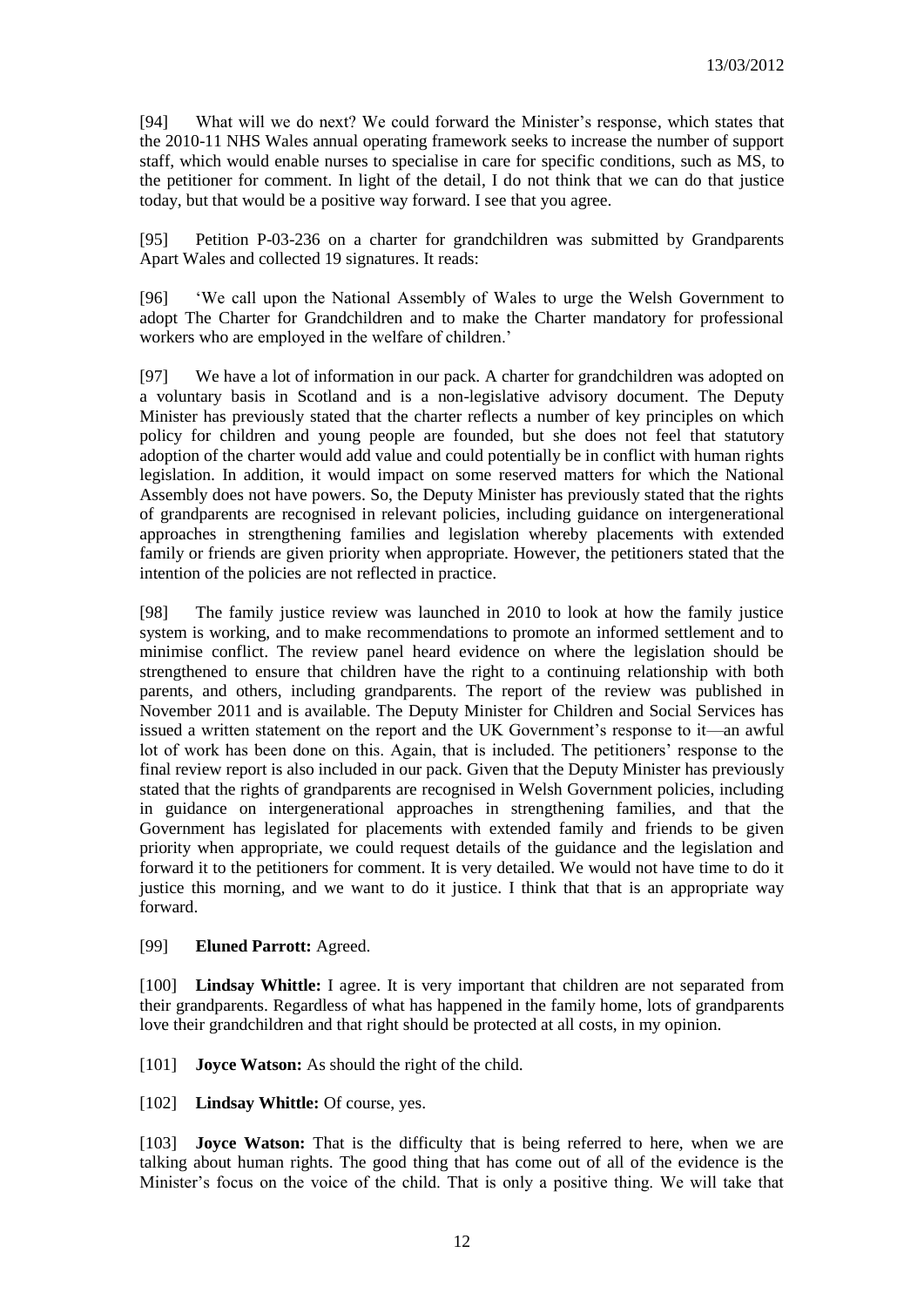[94] What will we do next? We could forward the Minister's response, which states that the 2010-11 NHS Wales annual operating framework seeks to increase the number of support staff, which would enable nurses to specialise in care for specific conditions, such as MS, to the petitioner for comment. In light of the detail, I do not think that we can do that justice today, but that would be a positive way forward. I see that you agree.

[95] Petition P-03-236 on a charter for grandchildren was submitted by Grandparents Apart Wales and collected 19 signatures. It reads:

[96] 'We call upon the National Assembly of Wales to urge the Welsh Government to adopt The Charter for Grandchildren and to make the Charter mandatory for professional workers who are employed in the welfare of children.'

[97] We have a lot of information in our pack. A charter for grandchildren was adopted on a voluntary basis in Scotland and is a non-legislative advisory document. The Deputy Minister has previously stated that the charter reflects a number of key principles on which policy for children and young people are founded, but she does not feel that statutory adoption of the charter would add value and could potentially be in conflict with human rights legislation. In addition, it would impact on some reserved matters for which the National Assembly does not have powers. So, the Deputy Minister has previously stated that the rights of grandparents are recognised in relevant policies, including guidance on intergenerational approaches in strengthening families and legislation whereby placements with extended family or friends are given priority when appropriate. However, the petitioners stated that the intention of the policies are not reflected in practice.

[98] The family justice review was launched in 2010 to look at how the family justice system is working, and to make recommendations to promote an informed settlement and to minimise conflict. The review panel heard evidence on where the legislation should be strengthened to ensure that children have the right to a continuing relationship with both parents, and others, including grandparents. The report of the review was published in November 2011 and is available. The Deputy Minister for Children and Social Services has issued a written statement on the report and the UK Government's response to it—an awful lot of work has been done on this. Again, that is included. The petitioners' response to the final review report is also included in our pack. Given that the Deputy Minister has previously stated that the rights of grandparents are recognised in Welsh Government policies, including in guidance on intergenerational approaches in strengthening families, and that the Government has legislated for placements with extended family and friends to be given priority when appropriate, we could request details of the guidance and the legislation and forward it to the petitioners for comment. It is very detailed. We would not have time to do it justice this morning, and we want to do it justice. I think that that is an appropriate way forward.

[99] **Eluned Parrott:** Agreed.

[100] **Lindsay Whittle:** I agree. It is very important that children are not separated from their grandparents. Regardless of what has happened in the family home, lots of grandparents love their grandchildren and that right should be protected at all costs, in my opinion.

[101] **Joyce Watson:** As should the right of the child.

[102] **Lindsay Whittle:** Of course, yes.

[103] **Joyce Watson:** That is the difficulty that is being referred to here, when we are talking about human rights. The good thing that has come out of all of the evidence is the Minister's focus on the voice of the child. That is only a positive thing. We will take that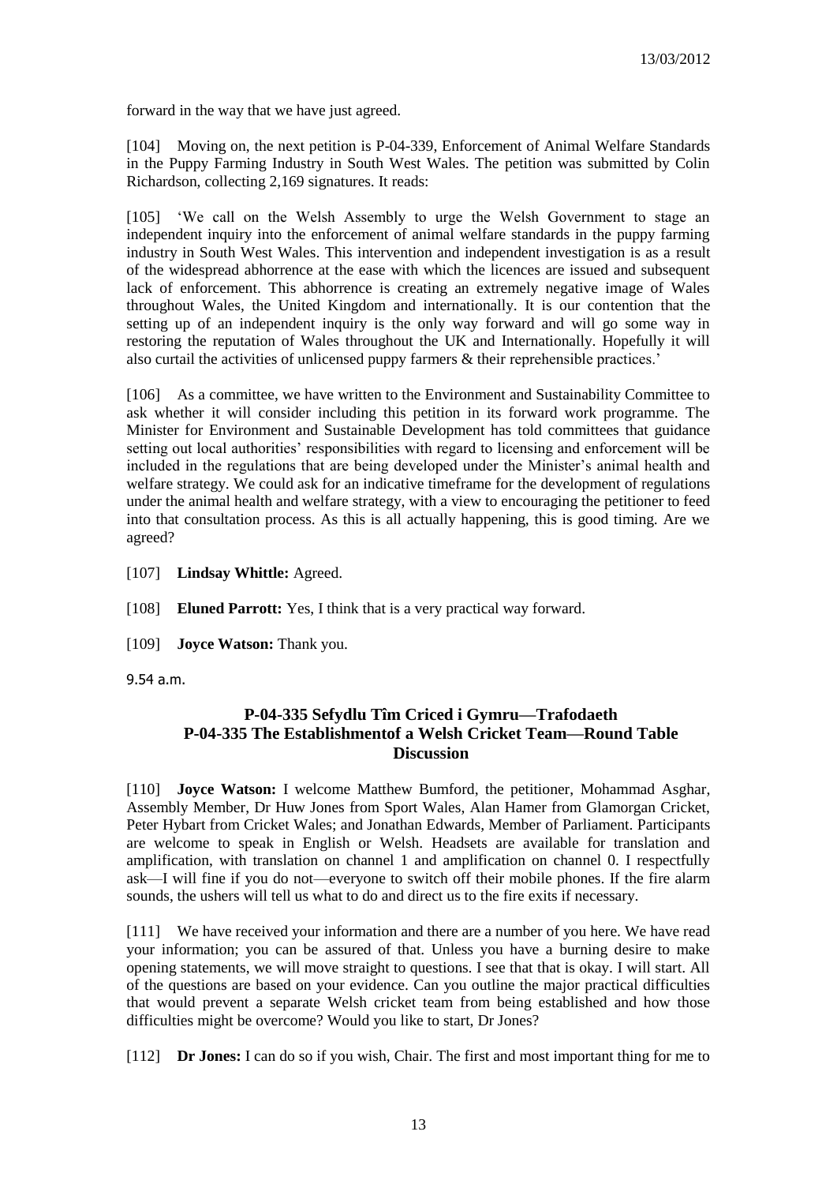forward in the way that we have just agreed.

[104] Moving on, the next petition is P-04-339, Enforcement of Animal Welfare Standards in the Puppy Farming Industry in South West Wales. The petition was submitted by Colin Richardson, collecting 2,169 signatures. It reads:

[105] 'We call on the Welsh Assembly to urge the Welsh Government to stage an independent inquiry into the enforcement of animal welfare standards in the puppy farming industry in South West Wales. This intervention and independent investigation is as a result of the widespread abhorrence at the ease with which the licences are issued and subsequent lack of enforcement. This abhorrence is creating an extremely negative image of Wales throughout Wales, the United Kingdom and internationally. It is our contention that the setting up of an independent inquiry is the only way forward and will go some way in restoring the reputation of Wales throughout the UK and Internationally. Hopefully it will also curtail the activities of unlicensed puppy farmers & their reprehensible practices.'

[106] As a committee, we have written to the Environment and Sustainability Committee to ask whether it will consider including this petition in its forward work programme. The Minister for Environment and Sustainable Development has told committees that guidance setting out local authorities' responsibilities with regard to licensing and enforcement will be included in the regulations that are being developed under the Minister's animal health and welfare strategy. We could ask for an indicative timeframe for the development of regulations under the animal health and welfare strategy, with a view to encouraging the petitioner to feed into that consultation process. As this is all actually happening, this is good timing. Are we agreed?

[107] **Lindsay Whittle:** Agreed.

[108] **Eluned Parrott:** Yes, I think that is a very practical way forward.

[109] **Joyce Watson:** Thank you.

9.54 a.m.

### P-04-335 Sefydlu Tîm Criced i Gymru—Trafodaeth
### P-04-335 The Establishmentof a Welsh Cricket Team—Round Table Discussion

[110] **Joyce Watson:** I welcome Matthew Bumford, the petitioner, Mohammad Asghar, Assembly Member, Dr Huw Jones from Sport Wales, Alan Hamer from Glamorgan Cricket, Peter Hybart from Cricket Wales; and Jonathan Edwards, Member of Parliament. Participants are welcome to speak in English or Welsh. Headsets are available for translation and amplification, with translation on channel 1 and amplification on channel 0. I respectfully ask—I will fine if you do not—everyone to switch off their mobile phones. If the fire alarm sounds, the ushers will tell us what to do and direct us to the fire exits if necessary.

[111] We have received your information and there are a number of you here. We have read your information; you can be assured of that. Unless you have a burning desire to make opening statements, we will move straight to questions. I see that that is okay. I will start. All of the questions are based on your evidence. Can you outline the major practical difficulties that would prevent a separate Welsh cricket team from being established and how those difficulties might be overcome? Would you like to start, Dr Jones?

[112] **Dr Jones:** I can do so if you wish, Chair. The first and most important thing for me to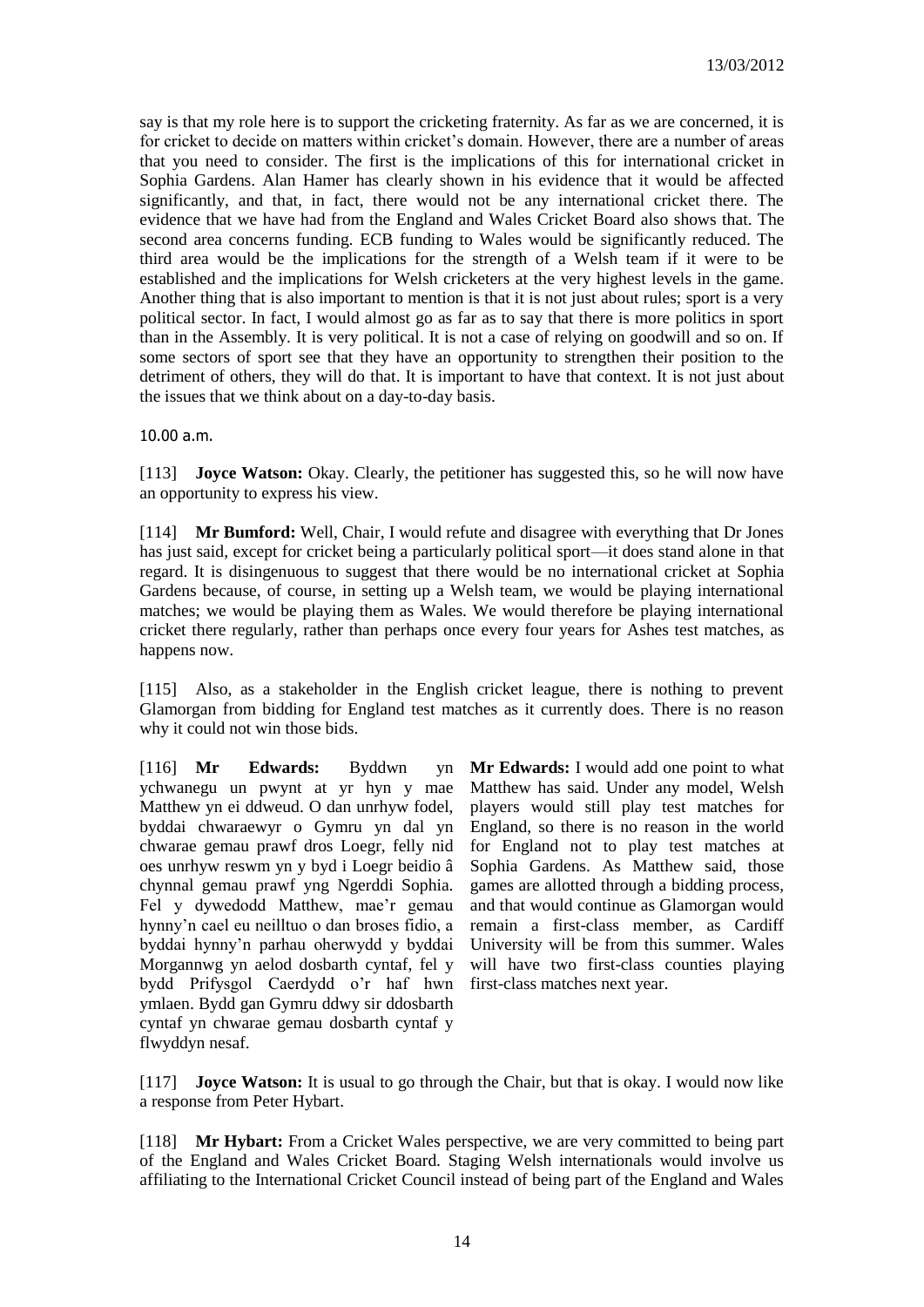say is that my role here is to support the cricketing fraternity. As far as we are concerned, it is for cricket to decide on matters within cricket's domain. However, there are a number of areas that you need to consider. The first is the implications of this for international cricket in Sophia Gardens. Alan Hamer has clearly shown in his evidence that it would be affected significantly, and that, in fact, there would not be any international cricket there. The evidence that we have had from the England and Wales Cricket Board also shows that. The second area concerns funding. ECB funding to Wales would be significantly reduced. The third area would be the implications for the strength of a Welsh team if it were to be established and the implications for Welsh cricketers at the very highest levels in the game. Another thing that is also important to mention is that it is not just about rules; sport is a very political sector. In fact, I would almost go as far as to say that there is more politics in sport than in the Assembly. It is very political. It is not a case of relying on goodwill and so on. If some sectors of sport see that they have an opportunity to strengthen their position to the detriment of others, they will do that. It is important to have that context. It is not just about the issues that we think about on a day-to-day basis.

10.00 a.m.

[113] **Joyce Watson:** Okay. Clearly, the petitioner has suggested this, so he will now have an opportunity to express his view.

[114] **Mr Bumford:** Well, Chair, I would refute and disagree with everything that Dr Jones has just said, except for cricket being a particularly political sport—it does stand alone in that regard. It is disingenuous to suggest that there would be no international cricket at Sophia Gardens because, of course, in setting up a Welsh team, we would be playing international matches; we would be playing them as Wales. We would therefore be playing international cricket there regularly, rather than perhaps once every four years for Ashes test matches, as happens now.

[115] Also, as a stakeholder in the English cricket league, there is nothing to prevent Glamorgan from bidding for England test matches as it currently does. There is no reason why it could not win those bids.

[116] **Mr Edwards:** Byddwn yn ychwanegu un pwynt at yr hyn y mae Matthew yn ei ddweud. O dan unrhyw fodel, byddai chwaraewyr o Gymru yn dal yn chwarae gemau prawf dros Loegr, felly nid oes unrhyw reswm yn y byd i Loegr beidio â chynnal gemau prawf yng Ngerddi Sophia. Fel y dywedodd Matthew, mae'r gemau hynny'n cael eu neilltuo o dan broses fidio, a byddai hynny'n parhau oherwydd y byddai Morgannwg yn aelod dosbarth cyntaf, fel y bydd Prifysgol Caerdydd o'r haf hwn ymlaen. Bydd gan Gymru ddwy sir ddosbarth cyntaf yn chwarae gemau dosbarth cyntaf y flwyddyn nesaf.

**Mr Edwards:** I would add one point to what Matthew has said. Under any model, Welsh players would still play test matches for England, so there is no reason in the world for England not to play test matches at Sophia Gardens. As Matthew said, those games are allotted through a bidding process, and that would continue as Glamorgan would remain a first-class member, as Cardiff University will be from this summer. Wales will have two first-class counties playing first-class matches next year.

[117] **Joyce Watson:** It is usual to go through the Chair, but that is okay. I would now like a response from Peter Hybart.

[118] **Mr Hybart:** From a Cricket Wales perspective, we are very committed to being part of the England and Wales Cricket Board. Staging Welsh internationals would involve us affiliating to the International Cricket Council instead of being part of the England and Wales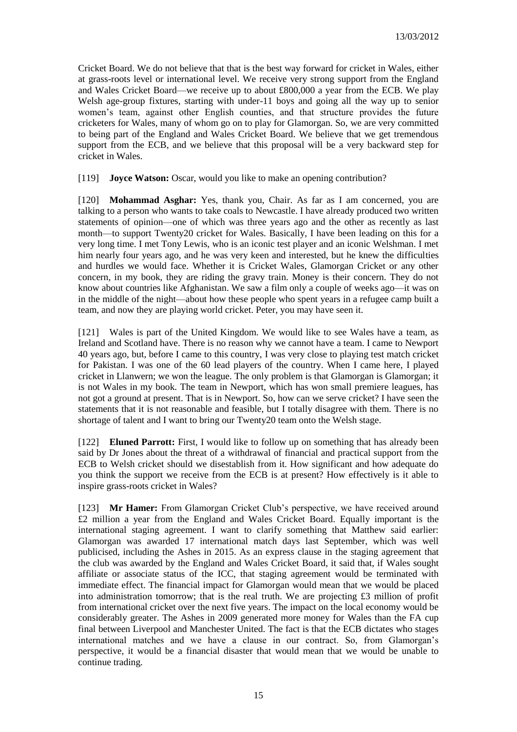Cricket Board. We do not believe that that is the best way forward for cricket in Wales, either at grass-roots level or international level. We receive very strong support from the England and Wales Cricket Board—we receive up to about £800,000 a year from the ECB. We play Welsh age-group fixtures, starting with under-11 boys and going all the way up to senior women's team, against other English counties, and that structure provides the future cricketers for Wales, many of whom go on to play for Glamorgan. So, we are very committed to being part of the England and Wales Cricket Board. We believe that we get tremendous support from the ECB, and we believe that this proposal will be a very backward step for cricket in Wales.

[119] **Joyce Watson:** Oscar, would you like to make an opening contribution?

[120] **Mohammad Asghar:** Yes, thank you, Chair. As far as I am concerned, you are talking to a person who wants to take coals to Newcastle. I have already produced two written statements of opinion—one of which was three years ago and the other as recently as last month—to support Twenty20 cricket for Wales. Basically, I have been leading on this for a very long time. I met Tony Lewis, who is an iconic test player and an iconic Welshman. I met him nearly four years ago, and he was very keen and interested, but he knew the difficulties and hurdles we would face. Whether it is Cricket Wales, Glamorgan Cricket or any other concern, in my book, they are riding the gravy train. Money is their concern. They do not know about countries like Afghanistan. We saw a film only a couple of weeks ago—it was on in the middle of the night—about how these people who spent years in a refugee camp built a team, and now they are playing world cricket. Peter, you may have seen it.

[121] Wales is part of the United Kingdom. We would like to see Wales have a team, as Ireland and Scotland have. There is no reason why we cannot have a team. I came to Newport 40 years ago, but, before I came to this country, I was very close to playing test match cricket for Pakistan. I was one of the 60 lead players of the country. When I came here, I played cricket in Llanwern; we won the league. The only problem is that Glamorgan is Glamorgan; it is not Wales in my book. The team in Newport, which has won small premiere leagues, has not got a ground at present. That is in Newport. So, how can we serve cricket? I have seen the statements that it is not reasonable and feasible, but I totally disagree with them. There is no shortage of talent and I want to bring our Twenty20 team onto the Welsh stage.

[122] **Eluned Parrott:** First, I would like to follow up on something that has already been said by Dr Jones about the threat of a withdrawal of financial and practical support from the ECB to Welsh cricket should we disestablish from it. How significant and how adequate do you think the support we receive from the ECB is at present? How effectively is it able to inspire grass-roots cricket in Wales?

[123] **Mr Hamer:** From Glamorgan Cricket Club's perspective, we have received around £2 million a year from the England and Wales Cricket Board. Equally important is the international staging agreement. I want to clarify something that Matthew said earlier: Glamorgan was awarded 17 international match days last September, which was well publicised, including the Ashes in 2015. As an express clause in the staging agreement that the club was awarded by the England and Wales Cricket Board, it said that, if Wales sought affiliate or associate status of the ICC, that staging agreement would be terminated with immediate effect. The financial impact for Glamorgan would mean that we would be placed into administration tomorrow; that is the real truth. We are projecting £3 million of profit from international cricket over the next five years. The impact on the local economy would be considerably greater. The Ashes in 2009 generated more money for Wales than the FA cup final between Liverpool and Manchester United. The fact is that the ECB dictates who stages international matches and we have a clause in our contract. So, from Glamorgan's perspective, it would be a financial disaster that would mean that we would be unable to continue trading.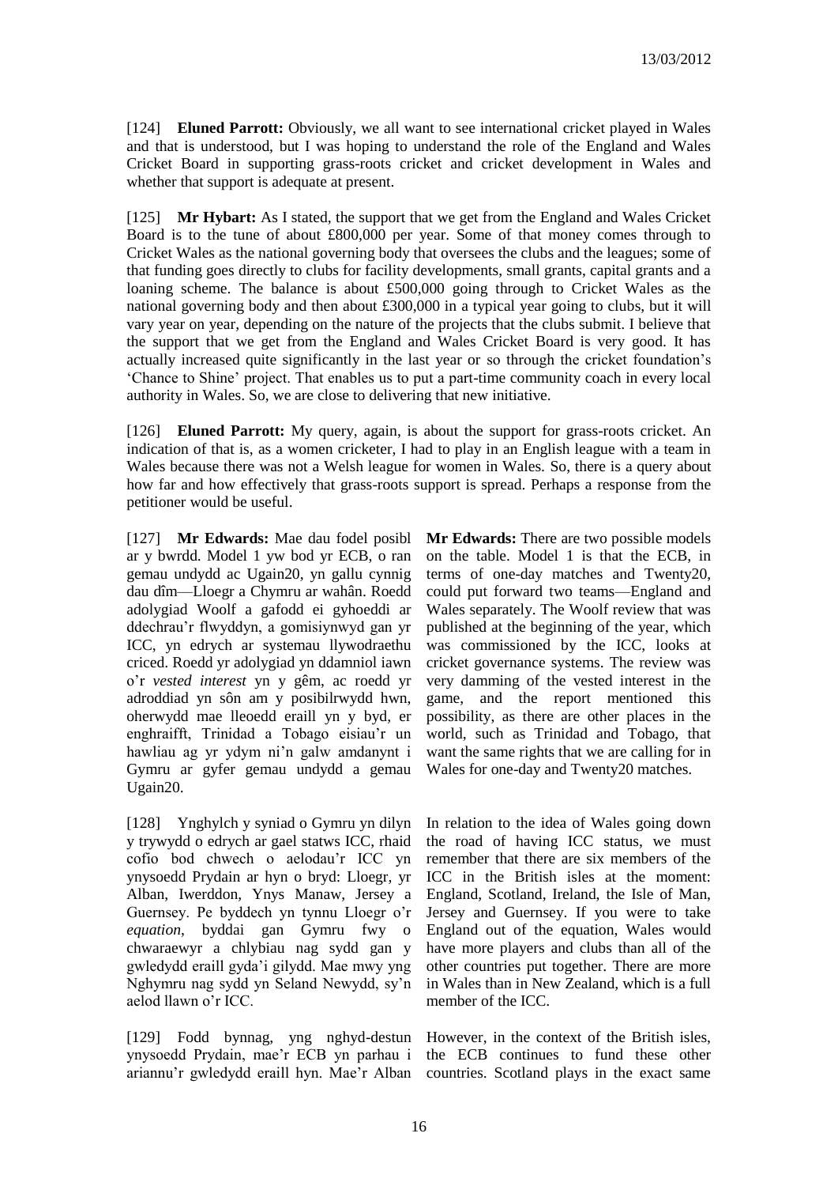[124] **Eluned Parrott:** Obviously, we all want to see international cricket played in Wales and that is understood, but I was hoping to understand the role of the England and Wales Cricket Board in supporting grass-roots cricket and cricket development in Wales and whether that support is adequate at present.

[125] **Mr Hybart:** As I stated, the support that we get from the England and Wales Cricket Board is to the tune of about £800,000 per year. Some of that money comes through to Cricket Wales as the national governing body that oversees the clubs and the leagues; some of that funding goes directly to clubs for facility developments, small grants, capital grants and a loaning scheme. The balance is about £500,000 going through to Cricket Wales as the national governing body and then about £300,000 in a typical year going to clubs, but it will vary year on year, depending on the nature of the projects that the clubs submit. I believe that the support that we get from the England and Wales Cricket Board is very good. It has actually increased quite significantly in the last year or so through the cricket foundation's 'Chance to Shine' project. That enables us to put a part-time community coach in every local authority in Wales. So, we are close to delivering that new initiative.

[126] **Eluned Parrott:** My query, again, is about the support for grass-roots cricket. An indication of that is, as a women cricketer, I had to play in an English league with a team in Wales because there was not a Welsh league for women in Wales. So, there is a query about how far and how effectively that grass-roots support is spread. Perhaps a response from the petitioner would be useful.

[127] **Mr Edwards:** Mae dau fodel posibl ar y bwrdd. Model 1 yw bod yr ECB, o ran gemau undydd ac Ugain20, yn gallu cynnig dau dîm—Lloegr a Chymru ar wahân. Roedd adolygiad Woolf a gafodd ei gyhoeddi ar ddechrau'r flwyddyn, a gomisiynwyd gan yr ICC, yn edrych ar systemau llywodraethu criced. Roedd yr adolygiad yn ddamniol iawn o'r *vested interest* yn y gêm, ac roedd yr adroddiad yn sôn am y posibilrwydd hwn, oherwydd mae lleoedd eraill yn y byd, er enghraifft, Trinidad a Tobago eisiau'r un hawliau ag yr ydym ni'n galw amdanynt i Gymru ar gyfer gemau undydd a gemau Ugain20.

**Mr Edwards:** There are two possible models on the table. Model 1 is that the ECB, in terms of one-day matches and Twenty20, could put forward two teams—England and Wales separately. The Woolf review that was published at the beginning of the year, which was commissioned by the ICC, looks at cricket governance systems. The review was very damming of the vested interest in the game, and the report mentioned this possibility, as there are other places in the world, such as Trinidad and Tobago, that want the same rights that we are calling for in Wales for one-day and Twenty20 matches.

[128] Ynghylch y syniad o Gymru yn dilyn y trywydd o edrych ar gael statws ICC, rhaid cofio bod chwech o aelodau'r ICC yn ynysoedd Prydain ar hyn o bryd: Lloegr, yr Alban, Iwerddon, Ynys Manaw, Jersey a Guernsey. Pe byddech yn tynnu Lloegr o'r *equation*, byddai gan Gymru fwy o chwaraewyr a chlybiau nag sydd gan y gwledydd eraill gyda'i gilydd. Mae mwy yng Nghymru nag sydd yn Seland Newydd, sy'n aelod llawn o'r ICC.

In relation to the idea of Wales going down the road of having ICC status, we must remember that there are six members of the ICC in the British isles at the moment: England, Scotland, Ireland, the Isle of Man, Jersey and Guernsey. If you were to take England out of the equation, Wales would have more players and clubs than all of the other countries put together. There are more in Wales than in New Zealand, which is a full member of the ICC.

[129] Fodd bynnag, yng nghyd-destun ynysoedd Prydain, mae'r ECB yn parhau i ariannu'r gwledydd eraill hyn. Mae'r Alban

However, in the context of the British isles, the ECB continues to fund these other countries. Scotland plays in the exact same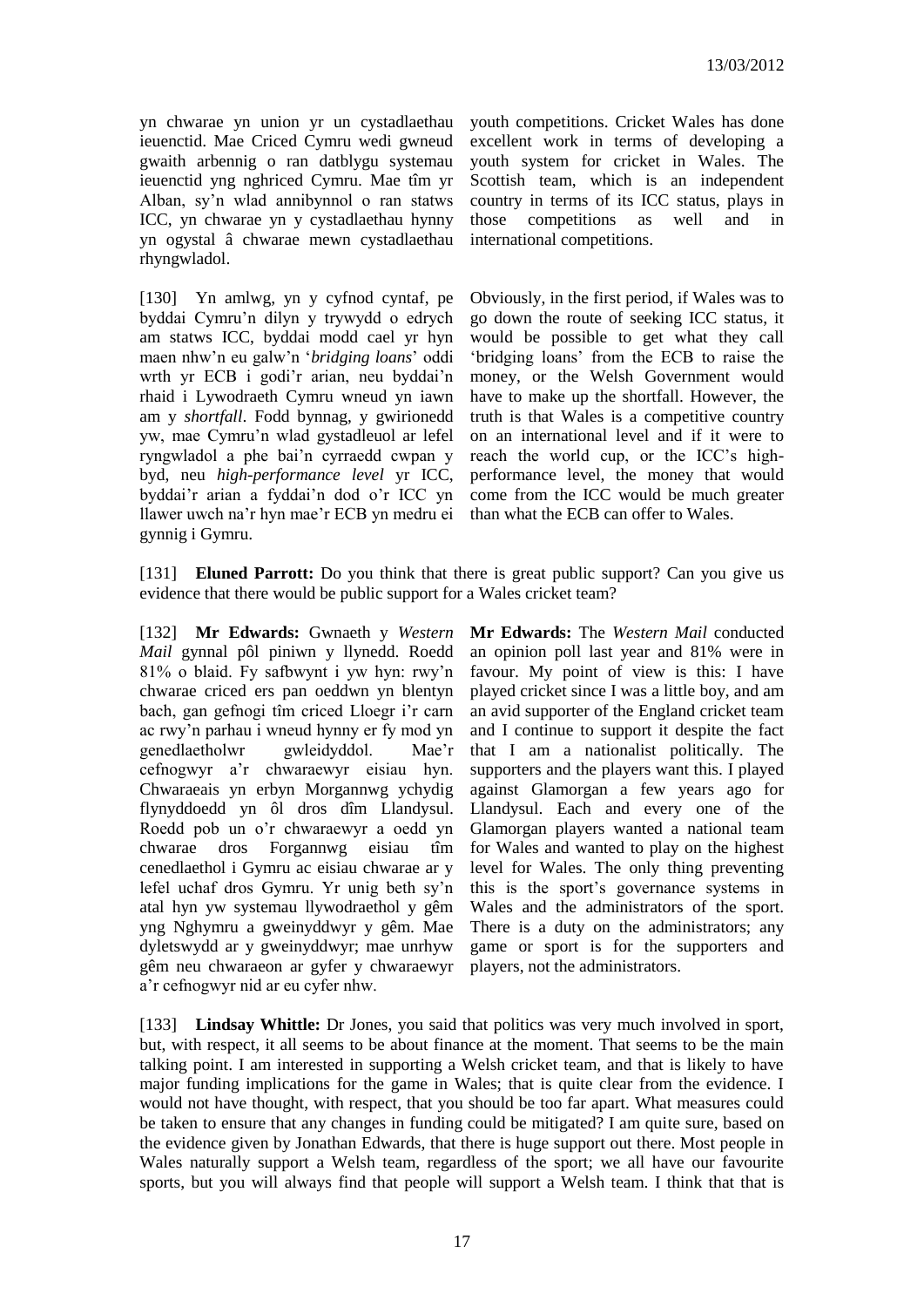yn chwarae yn union yr un cystadlaethau ieuenctid. Mae Criced Cymru wedi gwneud gwaith arbennig o ran datblygu systemau ieuenctid yng nghriced Cymru. Mae tîm yr Alban, sy'n wlad annibynnol o ran statws ICC, yn chwarae yn y cystadlaethau hynny yn ogystal â chwarae mewn cystadlaethau rhyngwladol.

youth competitions. Cricket Wales has done excellent work in terms of developing a youth system for cricket in Wales. The Scottish team, which is an independent country in terms of its ICC status, plays in those competitions as well and in international competitions.

[130] Yn amlwg, yn y cyfnod cyntaf, pe byddai Cymru'n dilyn y trywydd o edrych am statws ICC, byddai modd cael yr hyn maen nhw'n eu galw'n '*bridging loans*' oddi wrth yr ECB i godi'r arian, neu byddai'n rhaid i Lywodraeth Cymru wneud yn iawn am y *shortfall*. Fodd bynnag, y gwirionedd yw, mae Cymru'n wlad gystadleuol ar lefel ryngwladol a phe bai'n cyrraedd cwpan y byd, neu *high-performance level* yr ICC, byddai'r arian a fyddai'n dod o'r ICC yn llawer uwch na'r hyn mae'r ECB yn medru ei gynnig i Gymru.

Obviously, in the first period, if Wales was to go down the route of seeking ICC status, it would be possible to get what they call 'bridging loans' from the ECB to raise the money, or the Welsh Government would have to make up the shortfall. However, the truth is that Wales is a competitive country on an international level and if it were to reach the world cup, or the ICC's high-performance level, the money that would come from the ICC would be much greater than what the ECB can offer to Wales.

[131] **Eluned Parrott:** Do you think that there is great public support? Can you give us evidence that there would be public support for a Wales cricket team?

[132] **Mr Edwards:** Gwnaeth y *Western Mail* gynnal pôl piniwn y llynedd. Roedd 81% o blaid. Fy safbwynt i yw hyn: rwy'n chwarae criced ers pan oeddwn yn blentyn bach, gan gefnogi tîm criced Lloegr i'r carn ac rwy'n parhau i wneud hynny er fy mod yn genedlaetholwr gwleidyddol. Mae'r cefnogwyr a'r chwaraewyr eisiau hyn. Chwaraeais yn erbyn Morgannwg ychydig flynyddoedd yn ôl dros dîm Llandysul. Roedd pob un o'r chwaraewyr a oedd yn chwarae dros Forgannwg eisiau tîm cenedlaethol i Gymru ac eisiau chwarae ar y lefel uchaf dros Gymru. Yr unig beth sy'n atal hyn yw systemau llywodraethol y gêm yng Nghymru a gweinyddwyr y gêm. Mae dyletswydd ar y gweinyddwyr; mae unrhyw gêm neu chwaraeon ar gyfer y chwaraewyr a'r cefnogwyr nid ar eu cyfer nhw.

**Mr Edwards:** The *Western Mail* conducted an opinion poll last year and 81% were in favour. My point of view is this: I have played cricket since I was a little boy, and am an avid supporter of the England cricket team and I continue to support it despite the fact that I am a nationalist politically. The supporters and the players want this. I played against Glamorgan a few years ago for Llandysul. Each and every one of the Glamorgan players wanted a national team for Wales and wanted to play on the highest level for Wales. The only thing preventing this is the sport's governance systems in Wales and the administrators of the sport. There is a duty on the administrators; any game or sport is for the supporters and players, not the administrators.

[133] **Lindsay Whittle:** Dr Jones, you said that politics was very much involved in sport, but, with respect, it all seems to be about finance at the moment. That seems to be the main talking point. I am interested in supporting a Welsh cricket team, and that is likely to have major funding implications for the game in Wales; that is quite clear from the evidence. I would not have thought, with respect, that you should be too far apart. What measures could be taken to ensure that any changes in funding could be mitigated? I am quite sure, based on the evidence given by Jonathan Edwards, that there is huge support out there. Most people in Wales naturally support a Welsh team, regardless of the sport; we all have our favourite sports, but you will always find that people will support a Welsh team. I think that that is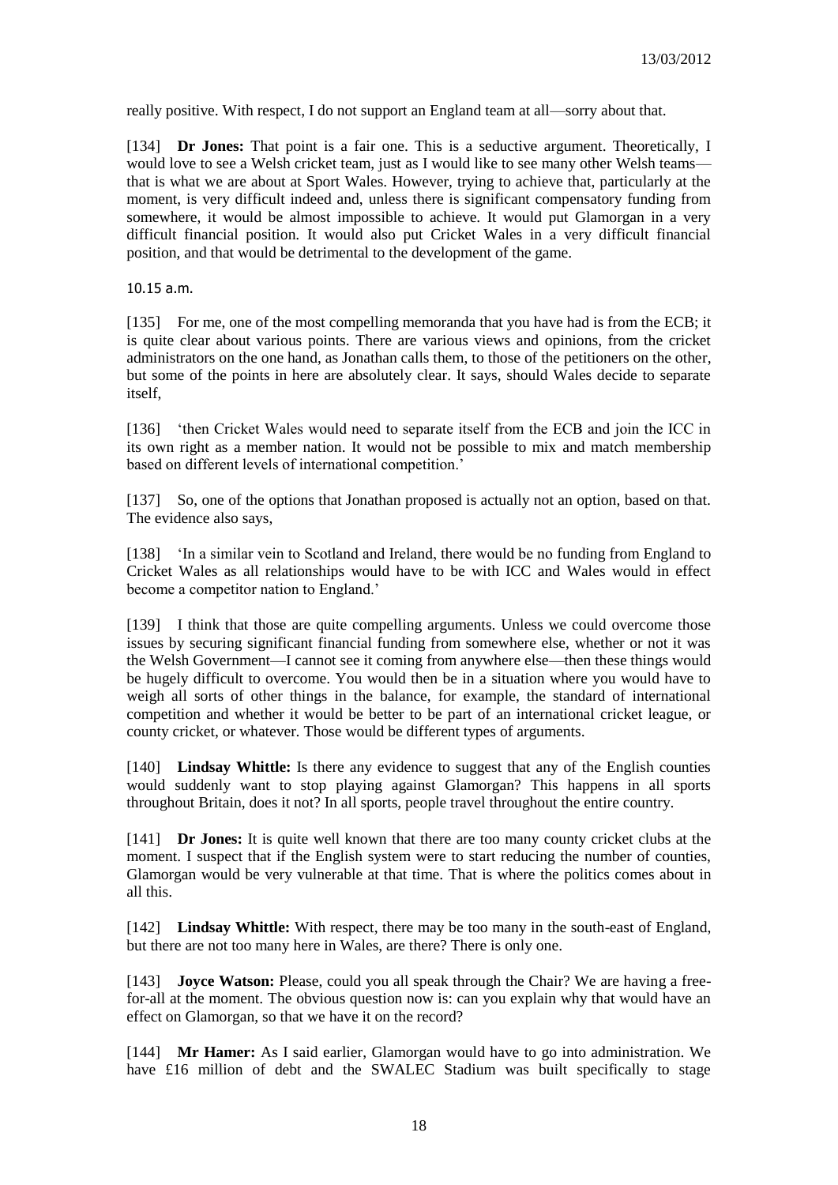really positive. With respect, I do not support an England team at all—sorry about that.

[134] **Dr Jones:** That point is a fair one. This is a seductive argument. Theoretically, I would love to see a Welsh cricket team, just as I would like to see many other Welsh teams—that is what we are about at Sport Wales. However, trying to achieve that, particularly at the moment, is very difficult indeed and, unless there is significant compensatory funding from somewhere, it would be almost impossible to achieve. It would put Glamorgan in a very difficult financial position. It would also put Cricket Wales in a very difficult financial position, and that would be detrimental to the development of the game.

10.15 a.m.

[135] For me, one of the most compelling memoranda that you have had is from the ECB; it is quite clear about various points. There are various views and opinions, from the cricket administrators on the one hand, as Jonathan calls them, to those of the petitioners on the other, but some of the points in here are absolutely clear. It says, should Wales decide to separate itself,

[136] 'then Cricket Wales would need to separate itself from the ECB and join the ICC in its own right as a member nation. It would not be possible to mix and match membership based on different levels of international competition.'

[137] So, one of the options that Jonathan proposed is actually not an option, based on that. The evidence also says,

[138] 'In a similar vein to Scotland and Ireland, there would be no funding from England to Cricket Wales as all relationships would have to be with ICC and Wales would in effect become a competitor nation to England.'

[139] I think that those are quite compelling arguments. Unless we could overcome those issues by securing significant financial funding from somewhere else, whether or not it was the Welsh Government—I cannot see it coming from anywhere else—then these things would be hugely difficult to overcome. You would then be in a situation where you would have to weigh all sorts of other things in the balance, for example, the standard of international competition and whether it would be better to be part of an international cricket league, or county cricket, or whatever. Those would be different types of arguments.

[140] **Lindsay Whittle:** Is there any evidence to suggest that any of the English counties would suddenly want to stop playing against Glamorgan? This happens in all sports throughout Britain, does it not? In all sports, people travel throughout the entire country.

[141] **Dr Jones:** It is quite well known that there are too many county cricket clubs at the moment. I suspect that if the English system were to start reducing the number of counties, Glamorgan would be very vulnerable at that time. That is where the politics comes about in all this.

[142] **Lindsay Whittle:** With respect, there may be too many in the south-east of England, but there are not too many here in Wales, are there? There is only one.

[143] **Joyce Watson:** Please, could you all speak through the Chair? We are having a free-for-all at the moment. The obvious question now is: can you explain why that would have an effect on Glamorgan, so that we have it on the record?

[144] **Mr Hamer:** As I said earlier, Glamorgan would have to go into administration. We have £16 million of debt and the SWALEC Stadium was built specifically to stage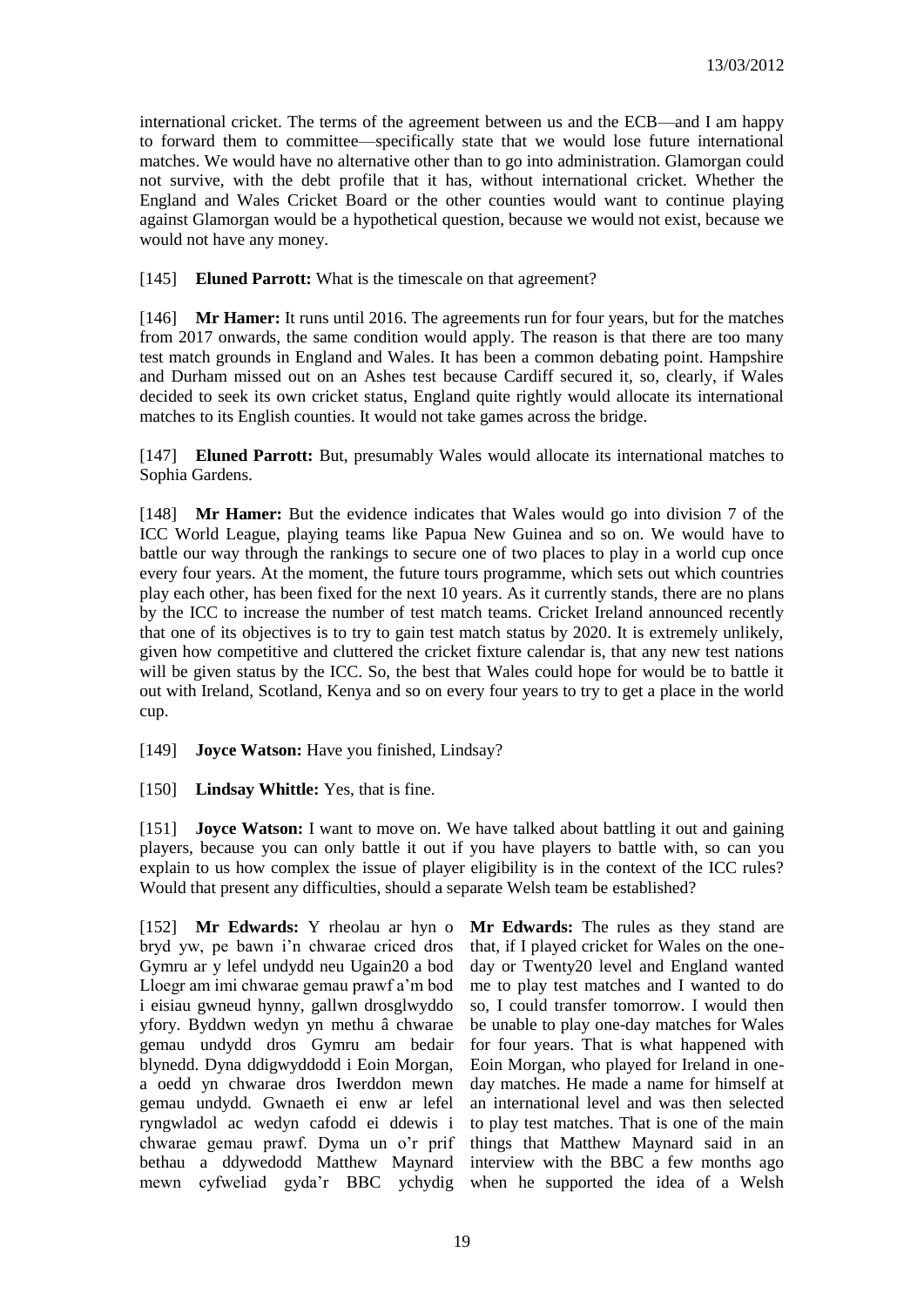international cricket. The terms of the agreement between us and the ECB—and I am happy to forward them to committee—specifically state that we would lose future international matches. We would have no alternative other than to go into administration. Glamorgan could not survive, with the debt profile that it has, without international cricket. Whether the England and Wales Cricket Board or the other counties would want to continue playing against Glamorgan would be a hypothetical question, because we would not exist, because we would not have any money.

[145] **Eluned Parrott:** What is the timescale on that agreement?

[146] **Mr Hamer:** It runs until 2016. The agreements run for four years, but for the matches from 2017 onwards, the same condition would apply. The reason is that there are too many test match grounds in England and Wales. It has been a common debating point. Hampshire and Durham missed out on an Ashes test because Cardiff secured it, so, clearly, if Wales decided to seek its own cricket status, England quite rightly would allocate its international matches to its English counties. It would not take games across the bridge.

[147] **Eluned Parrott:** But, presumably Wales would allocate its international matches to Sophia Gardens.

[148] **Mr Hamer:** But the evidence indicates that Wales would go into division 7 of the ICC World League, playing teams like Papua New Guinea and so on. We would have to battle our way through the rankings to secure one of two places to play in a world cup once every four years. At the moment, the future tours programme, which sets out which countries play each other, has been fixed for the next 10 years. As it currently stands, there are no plans by the ICC to increase the number of test match teams. Cricket Ireland announced recently that one of its objectives is to try to gain test match status by 2020. It is extremely unlikely, given how competitive and cluttered the cricket fixture calendar is, that any new test nations will be given status by the ICC. So, the best that Wales could hope for would be to battle it out with Ireland, Scotland, Kenya and so on every four years to try to get a place in the world cup.

[149] **Joyce Watson:** Have you finished, Lindsay?

[150] **Lindsay Whittle:** Yes, that is fine.

[151] **Joyce Watson:** I want to move on. We have talked about battling it out and gaining players, because you can only battle it out if you have players to battle with, so can you explain to us how complex the issue of player eligibility is in the context of the ICC rules? Would that present any difficulties, should a separate Welsh team be established?

[152] **Mr Edwards:** Y rheolau ar hyn o bryd yw, pe bawn i'n chwarae criced dros Gymru ar y lefel undydd neu Ugain20 a bod Lloegr am imi chwarae gemau prawf a'm bod i eisiau gwneud hynny, gallwn drosglwyddo yfory. Byddwn wedyn yn methu â chwarae gemau undydd dros Gymru am bedair blynedd. Dyna ddigwyddodd i Eoin Morgan, a oedd yn chwarae dros Iwerddon mewn gemau undydd. Gwnaeth ei enw ar lefel ryngwladol ac wedyn cafodd ei ddewis i chwarae gemau prawf. Dyma un o'r prif bethau a ddywedodd Matthew Maynard mewn cyfweliad gyda'r BBC ychydig

**Mr Edwards:** The rules as they stand are that, if I played cricket for Wales on the one-day or Twenty20 level and England wanted me to play test matches and I wanted to do so, I could transfer tomorrow. I would then be unable to play one-day matches for Wales for four years. That is what happened with Eoin Morgan, who played for Ireland in one-day matches. He made a name for himself at an international level and was then selected to play test matches. That is one of the main things that Matthew Maynard said in an interview with the BBC a few months ago when he supported the idea of a Welsh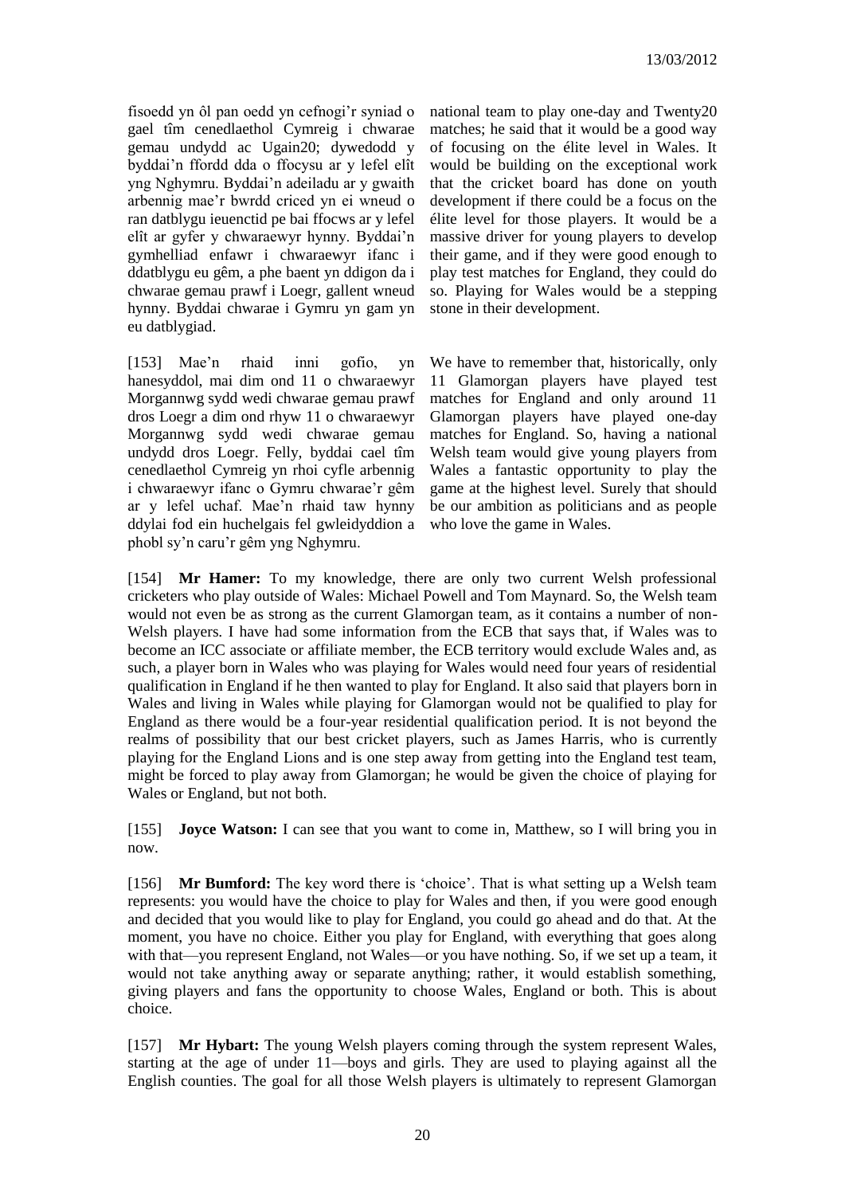fisoedd yn ôl pan oedd yn cefnogi'r syniad o gael tîm cenedlaethol Cymreig i chwarae gemau undydd ac Ugain20; dywedodd y byddai'n ffordd dda o ffocysu ar y lefel elît yng Nghymru. Byddai'n adeiladu ar y gwaith arbennig mae'r bwrdd criced yn ei wneud o ran datblygu ieuenctid pe bai ffocws ar y lefel elît ar gyfer y chwaraewyr hynny. Byddai'n gymhelliad enfawr i chwaraewyr ifanc i ddatblygu eu gêm, a phe baent yn ddigon da i chwarae gemau prawf i Loegr, gallent wneud hynny. Byddai chwarae i Gymru yn gam yn eu datblygiad.

national team to play one-day and Twenty20 matches; he said that it would be a good way of focusing on the élite level in Wales. It would be building on the exceptional work that the cricket board has done on youth development if there could be a focus on the élite level for those players. It would be a massive driver for young players to develop their game, and if they were good enough to play test matches for England, they could do so. Playing for Wales would be a stepping stone in their development.

[153] Mae'n rhaid inni gofio, yn hanesyddol, mai dim ond 11 o chwaraewyr Morgannwg sydd wedi chwarae gemau prawf dros Loegr a dim ond rhyw 11 o chwaraewyr Morgannwg sydd wedi chwarae gemau undydd dros Loegr. Felly, byddai cael tîm cenedlaethol Cymreig yn rhoi cyfle arbennig i chwaraewyr ifanc o Gymru chwarae'r gêm ar y lefel uchaf. Mae'n rhaid taw hynny ddylai fod ein huchelgais fel gwleidyddion a phobl sy'n caru'r gêm yng Nghymru.

We have to remember that, historically, only 11 Glamorgan players have played test matches for England and only around 11 Glamorgan players have played one-day matches for England. So, having a national Welsh team would give young players from Wales a fantastic opportunity to play the game at the highest level. Surely that should be our ambition as politicians and as people who love the game in Wales.

[154] **Mr Hamer:** To my knowledge, there are only two current Welsh professional cricketers who play outside of Wales: Michael Powell and Tom Maynard. So, the Welsh team would not even be as strong as the current Glamorgan team, as it contains a number of non-Welsh players. I have had some information from the ECB that says that, if Wales was to become an ICC associate or affiliate member, the ECB territory would exclude Wales and, as such, a player born in Wales who was playing for Wales would need four years of residential qualification in England if he then wanted to play for England. It also said that players born in Wales and living in Wales while playing for Glamorgan would not be qualified to play for England as there would be a four-year residential qualification period. It is not beyond the realms of possibility that our best cricket players, such as James Harris, who is currently playing for the England Lions and is one step away from getting into the England test team, might be forced to play away from Glamorgan; he would be given the choice of playing for Wales or England, but not both.

[155] **Joyce Watson:** I can see that you want to come in, Matthew, so I will bring you in now.

[156] **Mr Bumford:** The key word there is 'choice'. That is what setting up a Welsh team represents: you would have the choice to play for Wales and then, if you were good enough and decided that you would like to play for England, you could go ahead and do that. At the moment, you have no choice. Either you play for England, with everything that goes along with that—you represent England, not Wales—or you have nothing. So, if we set up a team, it would not take anything away or separate anything; rather, it would establish something, giving players and fans the opportunity to choose Wales, England or both. This is about choice.

[157] **Mr Hybart:** The young Welsh players coming through the system represent Wales, starting at the age of under 11—boys and girls. They are used to playing against all the English counties. The goal for all those Welsh players is ultimately to represent Glamorgan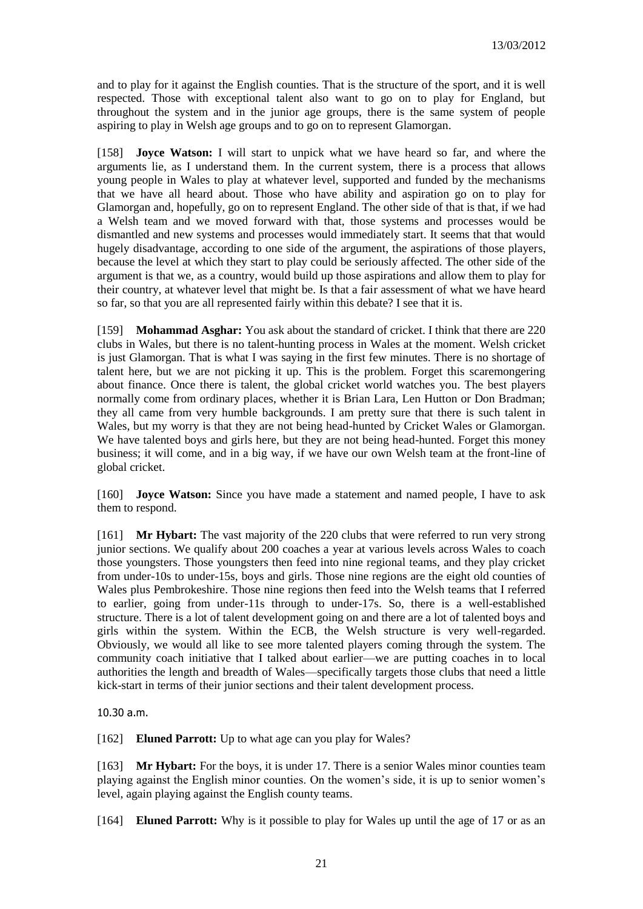and to play for it against the English counties. That is the structure of the sport, and it is well respected. Those with exceptional talent also want to go on to play for England, but throughout the system and in the junior age groups, there is the same system of people aspiring to play in Welsh age groups and to go on to represent Glamorgan.

[158] **Joyce Watson:** I will start to unpick what we have heard so far, and where the arguments lie, as I understand them. In the current system, there is a process that allows young people in Wales to play at whatever level, supported and funded by the mechanisms that we have all heard about. Those who have ability and aspiration go on to play for Glamorgan and, hopefully, go on to represent England. The other side of that is that, if we had a Welsh team and we moved forward with that, those systems and processes would be dismantled and new systems and processes would immediately start. It seems that that would hugely disadvantage, according to one side of the argument, the aspirations of those players, because the level at which they start to play could be seriously affected. The other side of the argument is that we, as a country, would build up those aspirations and allow them to play for their country, at whatever level that might be. Is that a fair assessment of what we have heard so far, so that you are all represented fairly within this debate? I see that it is.

[159] **Mohammad Asghar:** You ask about the standard of cricket. I think that there are 220 clubs in Wales, but there is no talent-hunting process in Wales at the moment. Welsh cricket is just Glamorgan. That is what I was saying in the first few minutes. There is no shortage of talent here, but we are not picking it up. This is the problem. Forget this scaremongering about finance. Once there is talent, the global cricket world watches you. The best players normally come from ordinary places, whether it is Brian Lara, Len Hutton or Don Bradman; they all came from very humble backgrounds. I am pretty sure that there is such talent in Wales, but my worry is that they are not being head-hunted by Cricket Wales or Glamorgan. We have talented boys and girls here, but they are not being head-hunted. Forget this money business; it will come, and in a big way, if we have our own Welsh team at the front-line of global cricket.

[160] **Joyce Watson:** Since you have made a statement and named people, I have to ask them to respond.

[161] **Mr Hybart:** The vast majority of the 220 clubs that were referred to run very strong junior sections. We qualify about 200 coaches a year at various levels across Wales to coach those youngsters. Those youngsters then feed into nine regional teams, and they play cricket from under-10s to under-15s, boys and girls. Those nine regions are the eight old counties of Wales plus Pembrokeshire. Those nine regions then feed into the Welsh teams that I referred to earlier, going from under-11s through to under-17s. So, there is a well-established structure. There is a lot of talent development going on and there are a lot of talented boys and girls within the system. Within the ECB, the Welsh structure is very well-regarded. Obviously, we would all like to see more talented players coming through the system. The community coach initiative that I talked about earlier—we are putting coaches in to local authorities the length and breadth of Wales—specifically targets those clubs that need a little kick-start in terms of their junior sections and their talent development process.

10.30 a.m.

[162] **Eluned Parrott:** Up to what age can you play for Wales?

[163] **Mr Hybart:** For the boys, it is under 17. There is a senior Wales minor counties team playing against the English minor counties. On the women's side, it is up to senior women's level, again playing against the English county teams.

[164] **Eluned Parrott:** Why is it possible to play for Wales up until the age of 17 or as an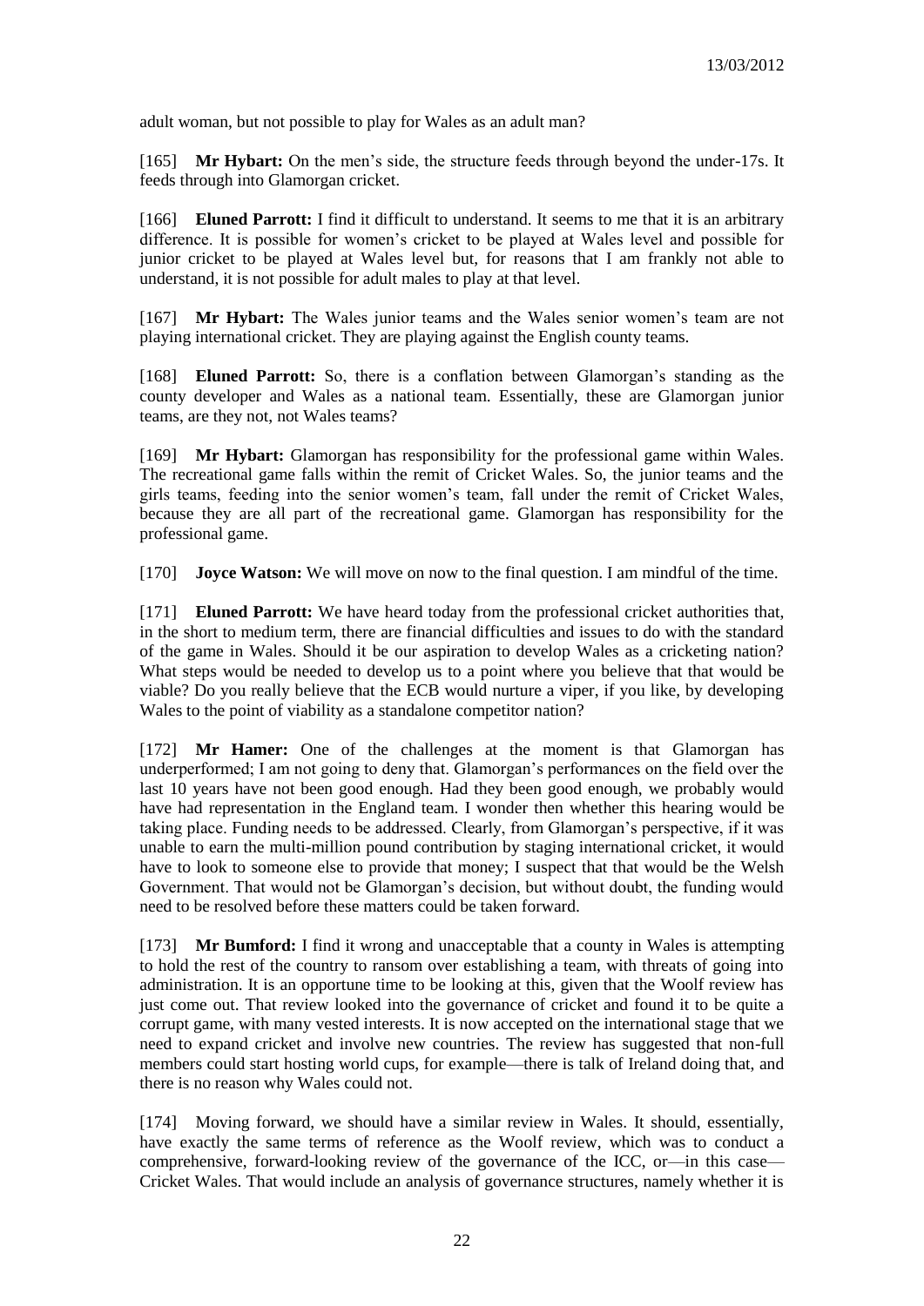adult woman, but not possible to play for Wales as an adult man?

[165] **Mr Hybart:** On the men's side, the structure feeds through beyond the under-17s. It feeds through into Glamorgan cricket.

[166] **Eluned Parrott:** I find it difficult to understand. It seems to me that it is an arbitrary difference. It is possible for women's cricket to be played at Wales level and possible for junior cricket to be played at Wales level but, for reasons that I am frankly not able to understand, it is not possible for adult males to play at that level.

[167] **Mr Hybart:** The Wales junior teams and the Wales senior women's team are not playing international cricket. They are playing against the English county teams.

[168] **Eluned Parrott:** So, there is a conflation between Glamorgan's standing as the county developer and Wales as a national team. Essentially, these are Glamorgan junior teams, are they not, not Wales teams?

[169] **Mr Hybart:** Glamorgan has responsibility for the professional game within Wales. The recreational game falls within the remit of Cricket Wales. So, the junior teams and the girls teams, feeding into the senior women's team, fall under the remit of Cricket Wales, because they are all part of the recreational game. Glamorgan has responsibility for the professional game.

[170] **Joyce Watson:** We will move on now to the final question. I am mindful of the time.

[171] **Eluned Parrott:** We have heard today from the professional cricket authorities that, in the short to medium term, there are financial difficulties and issues to do with the standard of the game in Wales. Should it be our aspiration to develop Wales as a cricketing nation? What steps would be needed to develop us to a point where you believe that that would be viable? Do you really believe that the ECB would nurture a viper, if you like, by developing Wales to the point of viability as a standalone competitor nation?

[172] **Mr Hamer:** One of the challenges at the moment is that Glamorgan has underperformed; I am not going to deny that. Glamorgan's performances on the field over the last 10 years have not been good enough. Had they been good enough, we probably would have had representation in the England team. I wonder then whether this hearing would be taking place. Funding needs to be addressed. Clearly, from Glamorgan's perspective, if it was unable to earn the multi-million pound contribution by staging international cricket, it would have to look to someone else to provide that money; I suspect that that would be the Welsh Government. That would not be Glamorgan's decision, but without doubt, the funding would need to be resolved before these matters could be taken forward.

[173] **Mr Bumford:** I find it wrong and unacceptable that a county in Wales is attempting to hold the rest of the country to ransom over establishing a team, with threats of going into administration. It is an opportune time to be looking at this, given that the Woolf review has just come out. That review looked into the governance of cricket and found it to be quite a corrupt game, with many vested interests. It is now accepted on the international stage that we need to expand cricket and involve new countries. The review has suggested that non-full members could start hosting world cups, for example—there is talk of Ireland doing that, and there is no reason why Wales could not.

[174] Moving forward, we should have a similar review in Wales. It should, essentially, have exactly the same terms of reference as the Woolf review, which was to conduct a comprehensive, forward-looking review of the governance of the ICC, or—in this case—Cricket Wales. That would include an analysis of governance structures, namely whether it is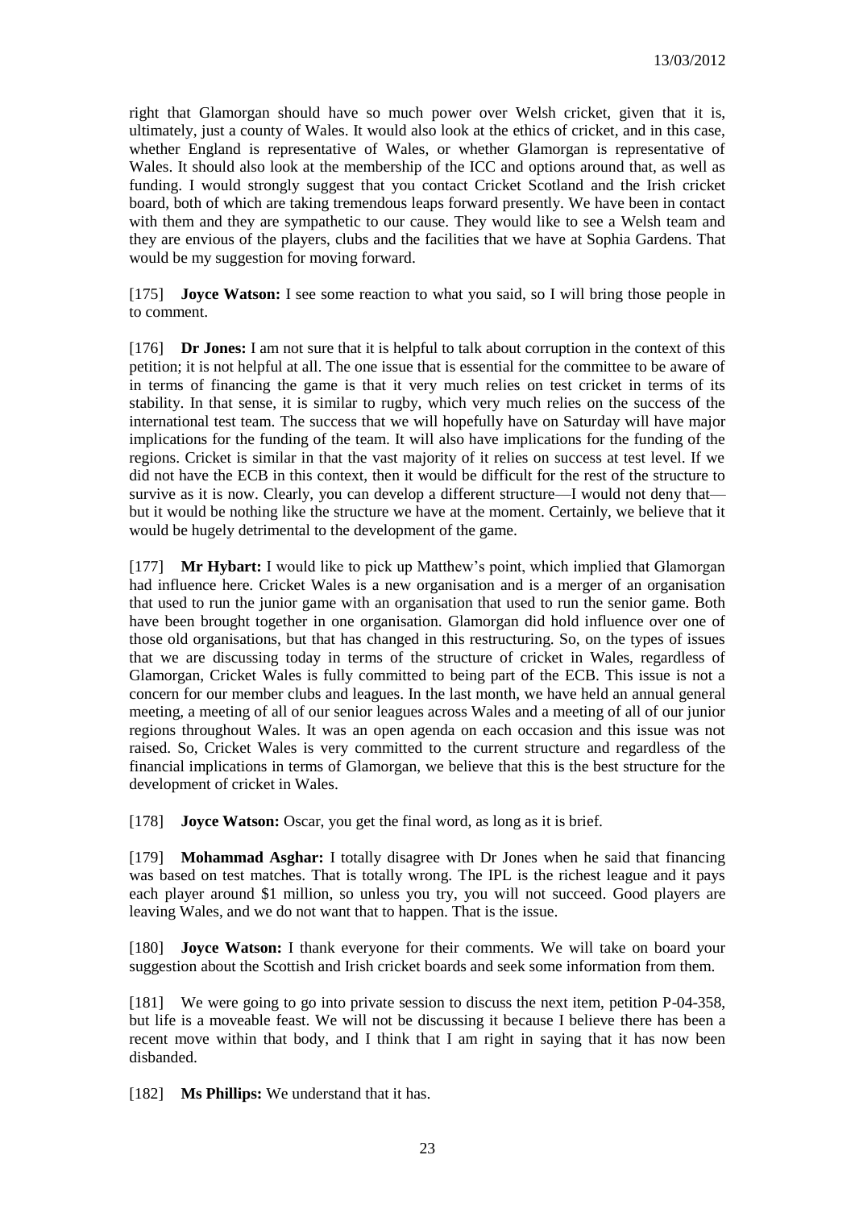right that Glamorgan should have so much power over Welsh cricket, given that it is, ultimately, just a county of Wales. It would also look at the ethics of cricket, and in this case, whether England is representative of Wales, or whether Glamorgan is representative of Wales. It should also look at the membership of the ICC and options around that, as well as funding. I would strongly suggest that you contact Cricket Scotland and the Irish cricket board, both of which are taking tremendous leaps forward presently. We have been in contact with them and they are sympathetic to our cause. They would like to see a Welsh team and they are envious of the players, clubs and the facilities that we have at Sophia Gardens. That would be my suggestion for moving forward.

[175] **Joyce Watson:** I see some reaction to what you said, so I will bring those people in to comment.

[176] **Dr Jones:** I am not sure that it is helpful to talk about corruption in the context of this petition; it is not helpful at all. The one issue that is essential for the committee to be aware of in terms of financing the game is that it very much relies on test cricket in terms of its stability. In that sense, it is similar to rugby, which very much relies on the success of the international test team. The success that we will hopefully have on Saturday will have major implications for the funding of the team. It will also have implications for the funding of the regions. Cricket is similar in that the vast majority of it relies on success at test level. If we did not have the ECB in this context, then it would be difficult for the rest of the structure to survive as it is now. Clearly, you can develop a different structure—I would not deny that—but it would be nothing like the structure we have at the moment. Certainly, we believe that it would be hugely detrimental to the development of the game.

[177] **Mr Hybart:** I would like to pick up Matthew's point, which implied that Glamorgan had influence here. Cricket Wales is a new organisation and is a merger of an organisation that used to run the junior game with an organisation that used to run the senior game. Both have been brought together in one organisation. Glamorgan did hold influence over one of those old organisations, but that has changed in this restructuring. So, on the types of issues that we are discussing today in terms of the structure of cricket in Wales, regardless of Glamorgan, Cricket Wales is fully committed to being part of the ECB. This issue is not a concern for our member clubs and leagues. In the last month, we have held an annual general meeting, a meeting of all of our senior leagues across Wales and a meeting of all of our junior regions throughout Wales. It was an open agenda on each occasion and this issue was not raised. So, Cricket Wales is very committed to the current structure and regardless of the financial implications in terms of Glamorgan, we believe that this is the best structure for the development of cricket in Wales.

[178] **Joyce Watson:** Oscar, you get the final word, as long as it is brief.

[179] **Mohammad Asghar:** I totally disagree with Dr Jones when he said that financing was based on test matches. That is totally wrong. The IPL is the richest league and it pays each player around $1 million, so unless you try, you will not succeed. Good players are leaving Wales, and we do not want that to happen. That is the issue.

[180] **Joyce Watson:** I thank everyone for their comments. We will take on board your suggestion about the Scottish and Irish cricket boards and seek some information from them.

[181] We were going to go into private session to discuss the next item, petition P-04-358, but life is a moveable feast. We will not be discussing it because I believe there has been a recent move within that body, and I think that I am right in saying that it has now been disbanded.

[182] **Ms Phillips:** We understand that it has.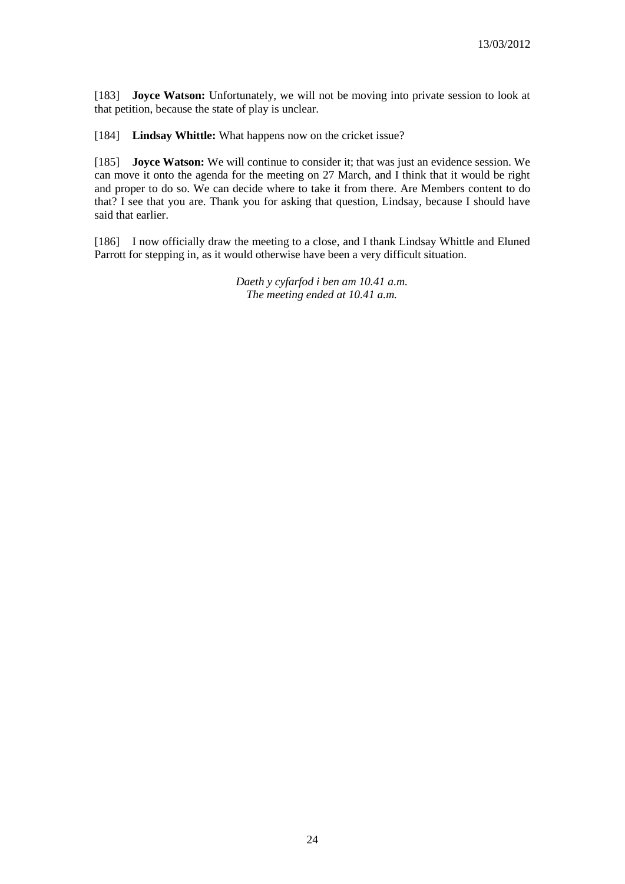[183] **Joyce Watson:** Unfortunately, we will not be moving into private session to look at that petition, because the state of play is unclear.

[184] **Lindsay Whittle:** What happens now on the cricket issue?

[185] **Joyce Watson:** We will continue to consider it; that was just an evidence session. We can move it onto the agenda for the meeting on 27 March, and I think that it would be right and proper to do so. We can decide where to take it from there. Are Members content to do that? I see that you are. Thank you for asking that question, Lindsay, because I should have said that earlier.

[186] I now officially draw the meeting to a close, and I thank Lindsay Whittle and Eluned Parrott for stepping in, as it would otherwise have been a very difficult situation.

*Daeth y cyfarfod i ben am 10.41 a.m.*
*The meeting ended at 10.41 a.m.*